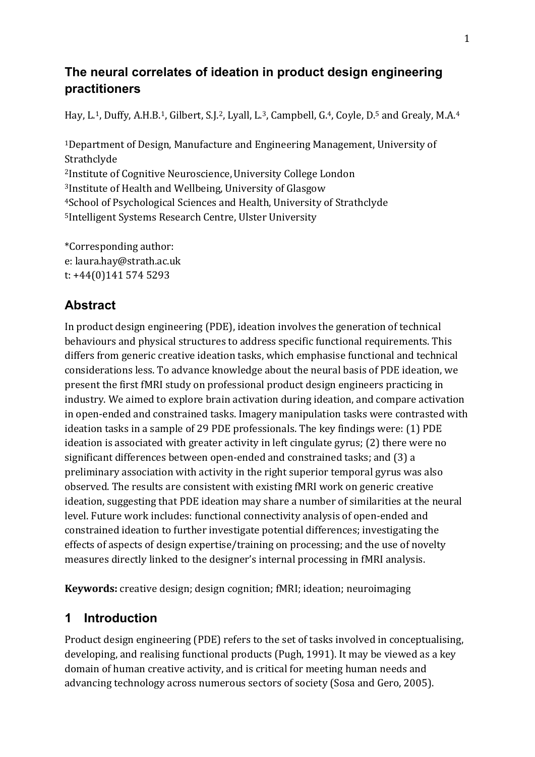# The neural correlates of ideation in product design engineering practitioners

Hay, L.[1], Duffy, A.H.B.[1], Gilbert, S.J.[2], Lyall, L.[3], Campbell, G.[4], Coyle, D.[5] and Grealy, M.A.[4]

[1]Department of Design, Manufacture and Engineering Management, University of Strathclyde
[2]Institute of Cognitive Neuroscience, University College London
[3]Institute of Health and Wellbeing, University of Glasgow
[4]School of Psychological Sciences and Health, University of Strathclyde
[5]Intelligent Systems Research Centre, Ulster University

*Corresponding author:
e: laura.hay@strath.ac.uk
t: +44(0)141 574 5293

## Abstract

In product design engineering (PDE), ideation involves the generation of technical behaviours and physical structures to address specific functional requirements. This differs from generic creative ideation tasks, which emphasise functional and technical considerations less. To advance knowledge about the neural basis of PDE ideation, we present the first fMRI study on professional product design engineers practicing in industry. We aimed to explore brain activation during ideation, and compare activation in open-ended and constrained tasks. Imagery manipulation tasks were contrasted with ideation tasks in a sample of 29 PDE professionals. The key findings were: (1) PDE ideation is associated with greater activity in left cingulate gyrus; (2) there were no significant differences between open-ended and constrained tasks; and (3) a preliminary association with activity in the right superior temporal gyrus was also observed. The results are consistent with existing fMRI work on generic creative ideation, suggesting that PDE ideation may share a number of similarities at the neural level. Future work includes: functional connectivity analysis of open-ended and constrained ideation to further investigate potential differences; investigating the effects of aspects of design expertise/training on processing; and the use of novelty measures directly linked to the designer's internal processing in fMRI analysis.

**Keywords:** creative design; design cognition; fMRI; ideation; neuroimaging

## 1 Introduction

Product design engineering (PDE) refers to the set of tasks involved in conceptualising, developing, and realising functional products (Pugh, 1991). It may be viewed as a key domain of human creative activity, and is critical for meeting human needs and advancing technology across numerous sectors of society (Sosa and Gero, 2005).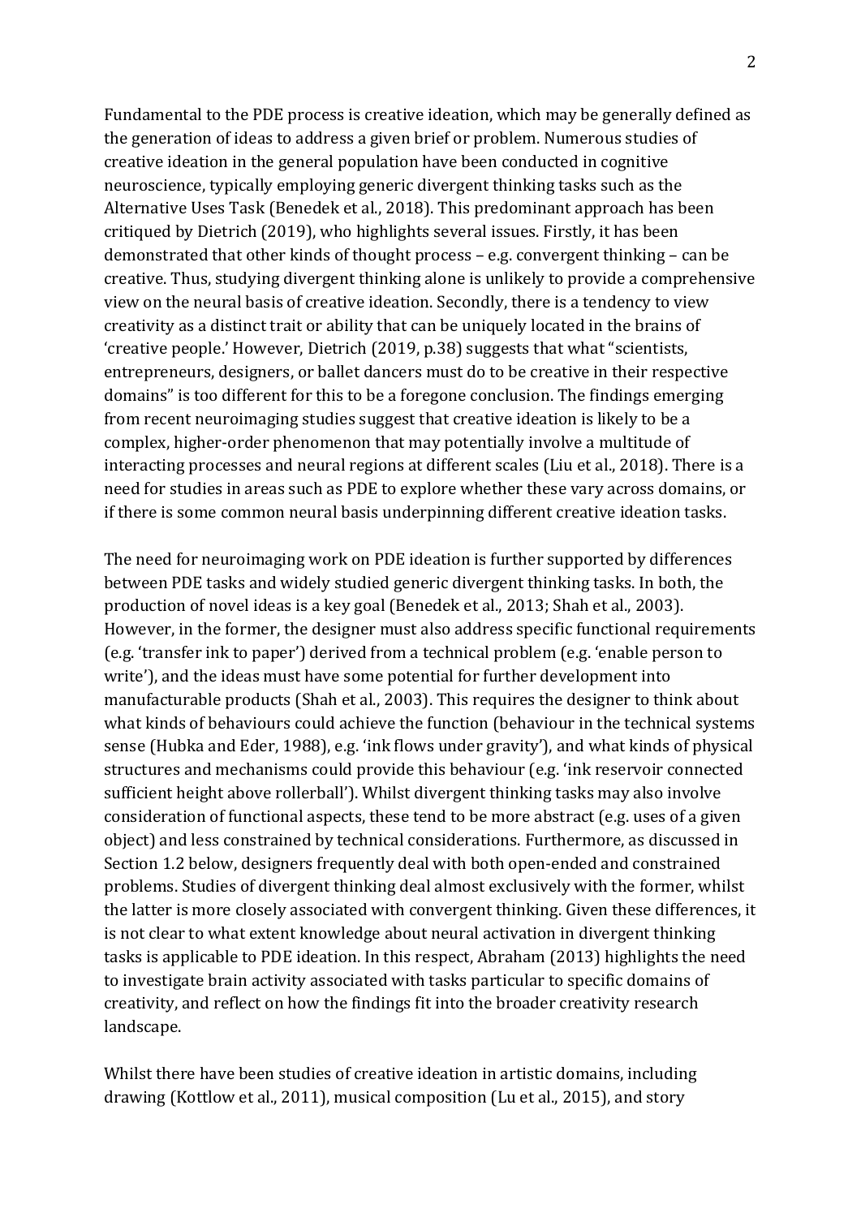Fundamental to the PDE process is creative ideation, which may be generally defined as the generation of ideas to address a given brief or problem. Numerous studies of creative ideation in the general population have been conducted in cognitive neuroscience, typically employing generic divergent thinking tasks such as the Alternative Uses Task (Benedek et al., 2018). This predominant approach has been critiqued by Dietrich (2019), who highlights several issues. Firstly, it has been demonstrated that other kinds of thought process – e.g. convergent thinking – can be creative. Thus, studying divergent thinking alone is unlikely to provide a comprehensive view on the neural basis of creative ideation. Secondly, there is a tendency to view creativity as a distinct trait or ability that can be uniquely located in the brains of 'creative people.' However, Dietrich (2019, p.38) suggests that what "scientists, entrepreneurs, designers, or ballet dancers must do to be creative in their respective domains" is too different for this to be a foregone conclusion. The findings emerging from recent neuroimaging studies suggest that creative ideation is likely to be a complex, higher-order phenomenon that may potentially involve a multitude of interacting processes and neural regions at different scales (Liu et al., 2018). There is a need for studies in areas such as PDE to explore whether these vary across domains, or if there is some common neural basis underpinning different creative ideation tasks.

The need for neuroimaging work on PDE ideation is further supported by differences between PDE tasks and widely studied generic divergent thinking tasks. In both, the production of novel ideas is a key goal (Benedek et al., 2013; Shah et al., 2003). However, in the former, the designer must also address specific functional requirements (e.g. 'transfer ink to paper') derived from a technical problem (e.g. 'enable person to write'), and the ideas must have some potential for further development into manufacturable products (Shah et al., 2003). This requires the designer to think about what kinds of behaviours could achieve the function (behaviour in the technical systems sense (Hubka and Eder, 1988), e.g. 'ink flows under gravity'), and what kinds of physical structures and mechanisms could provide this behaviour (e.g. 'ink reservoir connected sufficient height above rollerball'). Whilst divergent thinking tasks may also involve consideration of functional aspects, these tend to be more abstract (e.g. uses of a given object) and less constrained by technical considerations. Furthermore, as discussed in Section 1.2 below, designers frequently deal with both open-ended and constrained problems. Studies of divergent thinking deal almost exclusively with the former, whilst the latter is more closely associated with convergent thinking. Given these differences, it is not clear to what extent knowledge about neural activation in divergent thinking tasks is applicable to PDE ideation. In this respect, Abraham (2013) highlights the need to investigate brain activity associated with tasks particular to specific domains of creativity, and reflect on how the findings fit into the broader creativity research landscape.

Whilst there have been studies of creative ideation in artistic domains, including drawing (Kottlow et al., 2011), musical composition (Lu et al., 2015), and story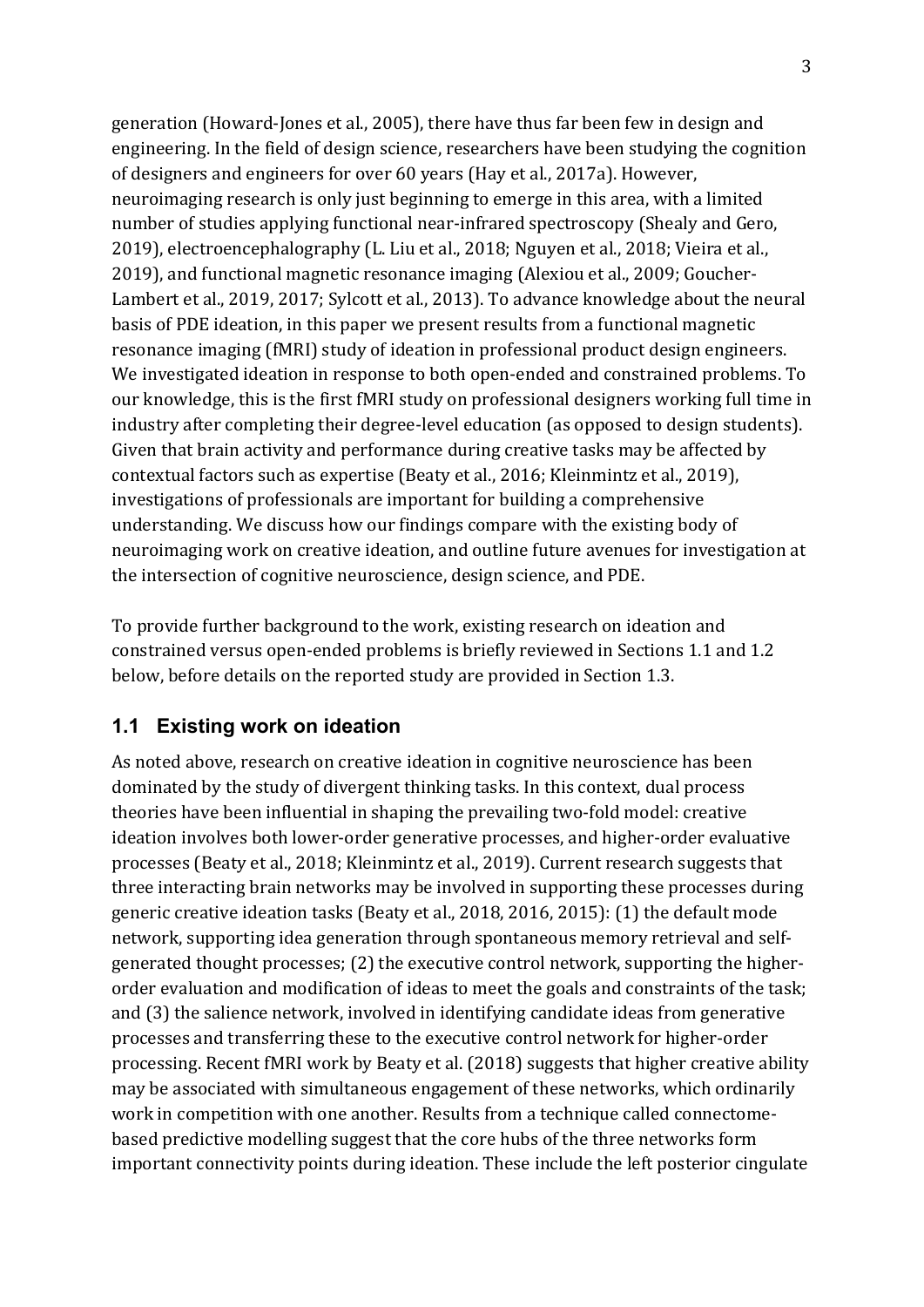generation (Howard-Jones et al., 2005), there have thus far been few in design and engineering. In the field of design science, researchers have been studying the cognition of designers and engineers for over 60 years (Hay et al., 2017a). However, neuroimaging research is only just beginning to emerge in this area, with a limited number of studies applying functional near-infrared spectroscopy (Shealy and Gero, 2019), electroencephalography (L. Liu et al., 2018; Nguyen et al., 2018; Vieira et al., 2019), and functional magnetic resonance imaging (Alexiou et al., 2009; Goucher-Lambert et al., 2019, 2017; Sylcott et al., 2013). To advance knowledge about the neural basis of PDE ideation, in this paper we present results from a functional magnetic resonance imaging (fMRI) study of ideation in professional product design engineers. We investigated ideation in response to both open-ended and constrained problems. To our knowledge, this is the first fMRI study on professional designers working full time in industry after completing their degree-level education (as opposed to design students). Given that brain activity and performance during creative tasks may be affected by contextual factors such as expertise (Beaty et al., 2016; Kleinmintz et al., 2019), investigations of professionals are important for building a comprehensive understanding. We discuss how our findings compare with the existing body of neuroimaging work on creative ideation, and outline future avenues for investigation at the intersection of cognitive neuroscience, design science, and PDE.

To provide further background to the work, existing research on ideation and constrained versus open-ended problems is briefly reviewed in Sections 1.1 and 1.2 below, before details on the reported study are provided in Section 1.3.

## 1.1 Existing work on ideation

As noted above, research on creative ideation in cognitive neuroscience has been dominated by the study of divergent thinking tasks. In this context, dual process theories have been influential in shaping the prevailing two-fold model: creative ideation involves both lower-order generative processes, and higher-order evaluative processes (Beaty et al., 2018; Kleinmintz et al., 2019). Current research suggests that three interacting brain networks may be involved in supporting these processes during generic creative ideation tasks (Beaty et al., 2018, 2016, 2015): (1) the default mode network, supporting idea generation through spontaneous memory retrieval and self-generated thought processes; (2) the executive control network, supporting the higher-order evaluation and modification of ideas to meet the goals and constraints of the task; and (3) the salience network, involved in identifying candidate ideas from generative processes and transferring these to the executive control network for higher-order processing. Recent fMRI work by Beaty et al. (2018) suggests that higher creative ability may be associated with simultaneous engagement of these networks, which ordinarily work in competition with one another. Results from a technique called connectome-based predictive modelling suggest that the core hubs of the three networks form important connectivity points during ideation. These include the left posterior cingulate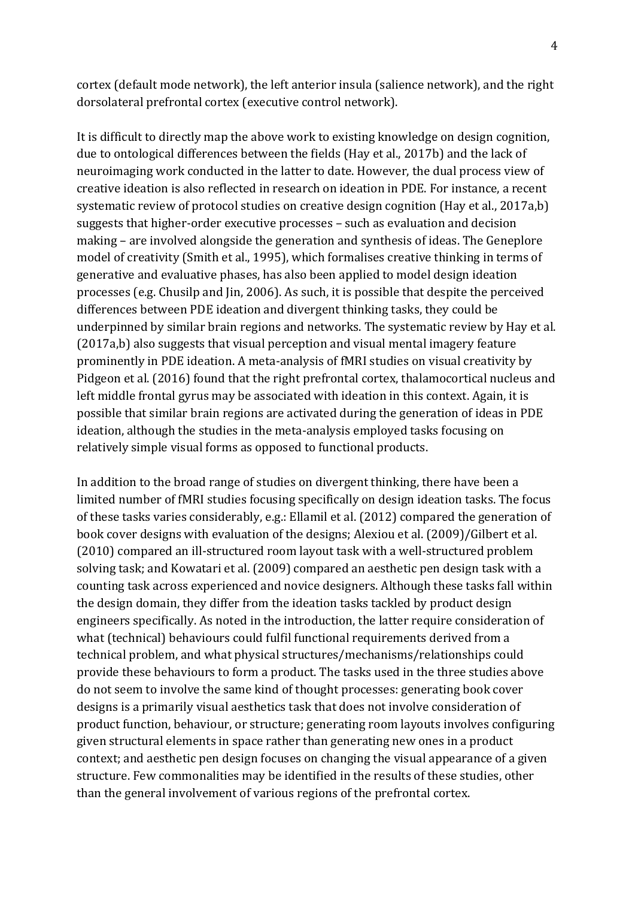cortex (default mode network), the left anterior insula (salience network), and the right dorsolateral prefrontal cortex (executive control network).

It is difficult to directly map the above work to existing knowledge on design cognition, due to ontological differences between the fields (Hay et al., 2017b) and the lack of neuroimaging work conducted in the latter to date. However, the dual process view of creative ideation is also reflected in research on ideation in PDE. For instance, a recent systematic review of protocol studies on creative design cognition (Hay et al., 2017a,b) suggests that higher-order executive processes – such as evaluation and decision making – are involved alongside the generation and synthesis of ideas. The Geneplore model of creativity (Smith et al., 1995), which formalises creative thinking in terms of generative and evaluative phases, has also been applied to model design ideation processes (e.g. Chusilp and Jin, 2006). As such, it is possible that despite the perceived differences between PDE ideation and divergent thinking tasks, they could be underpinned by similar brain regions and networks. The systematic review by Hay et al. (2017a,b) also suggests that visual perception and visual mental imagery feature prominently in PDE ideation. A meta-analysis of fMRI studies on visual creativity by Pidgeon et al. (2016) found that the right prefrontal cortex, thalamocortical nucleus and left middle frontal gyrus may be associated with ideation in this context. Again, it is possible that similar brain regions are activated during the generation of ideas in PDE ideation, although the studies in the meta-analysis employed tasks focusing on relatively simple visual forms as opposed to functional products.

In addition to the broad range of studies on divergent thinking, there have been a limited number of fMRI studies focusing specifically on design ideation tasks. The focus of these tasks varies considerably, e.g.: Ellamil et al. (2012) compared the generation of book cover designs with evaluation of the designs; Alexiou et al. (2009)/Gilbert et al. (2010) compared an ill-structured room layout task with a well-structured problem solving task; and Kowatari et al. (2009) compared an aesthetic pen design task with a counting task across experienced and novice designers. Although these tasks fall within the design domain, they differ from the ideation tasks tackled by product design engineers specifically. As noted in the introduction, the latter require consideration of what (technical) behaviours could fulfil functional requirements derived from a technical problem, and what physical structures/mechanisms/relationships could provide these behaviours to form a product. The tasks used in the three studies above do not seem to involve the same kind of thought processes: generating book cover designs is a primarily visual aesthetics task that does not involve consideration of product function, behaviour, or structure; generating room layouts involves configuring given structural elements in space rather than generating new ones in a product context; and aesthetic pen design focuses on changing the visual appearance of a given structure. Few commonalities may be identified in the results of these studies, other than the general involvement of various regions of the prefrontal cortex.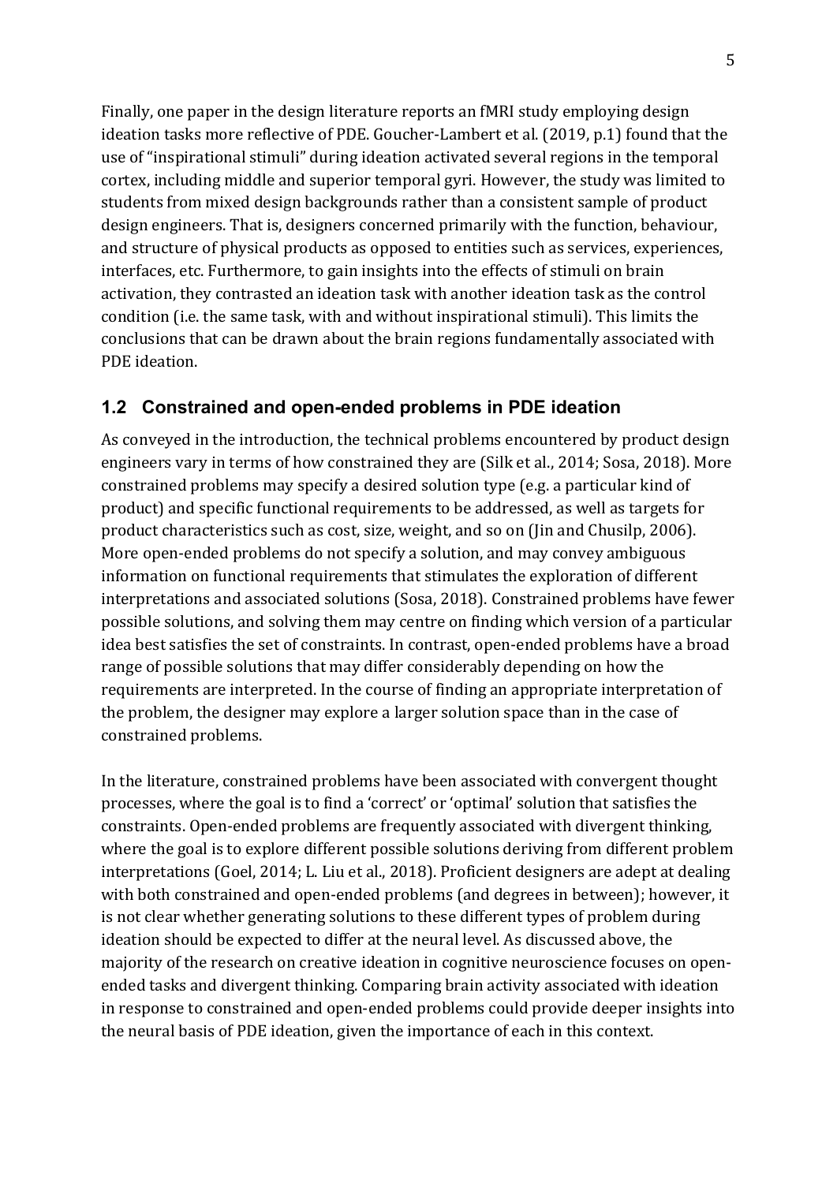Finally, one paper in the design literature reports an fMRI study employing design ideation tasks more reflective of PDE. Goucher-Lambert et al. (2019, p.1) found that the use of "inspirational stimuli" during ideation activated several regions in the temporal cortex, including middle and superior temporal gyri. However, the study was limited to students from mixed design backgrounds rather than a consistent sample of product design engineers. That is, designers concerned primarily with the function, behaviour, and structure of physical products as opposed to entities such as services, experiences, interfaces, etc. Furthermore, to gain insights into the effects of stimuli on brain activation, they contrasted an ideation task with another ideation task as the control condition (i.e. the same task, with and without inspirational stimuli). This limits the conclusions that can be drawn about the brain regions fundamentally associated with PDE ideation.

## 1.2 Constrained and open-ended problems in PDE ideation

As conveyed in the introduction, the technical problems encountered by product design engineers vary in terms of how constrained they are (Silk et al., 2014; Sosa, 2018). More constrained problems may specify a desired solution type (e.g. a particular kind of product) and specific functional requirements to be addressed, as well as targets for product characteristics such as cost, size, weight, and so on (Jin and Chusilp, 2006). More open-ended problems do not specify a solution, and may convey ambiguous information on functional requirements that stimulates the exploration of different interpretations and associated solutions (Sosa, 2018). Constrained problems have fewer possible solutions, and solving them may centre on finding which version of a particular idea best satisfies the set of constraints. In contrast, open-ended problems have a broad range of possible solutions that may differ considerably depending on how the requirements are interpreted. In the course of finding an appropriate interpretation of the problem, the designer may explore a larger solution space than in the case of constrained problems.

In the literature, constrained problems have been associated with convergent thought processes, where the goal is to find a 'correct' or 'optimal' solution that satisfies the constraints. Open-ended problems are frequently associated with divergent thinking, where the goal is to explore different possible solutions deriving from different problem interpretations (Goel, 2014; L. Liu et al., 2018). Proficient designers are adept at dealing with both constrained and open-ended problems (and degrees in between); however, it is not clear whether generating solutions to these different types of problem during ideation should be expected to differ at the neural level. As discussed above, the majority of the research on creative ideation in cognitive neuroscience focuses on open-ended tasks and divergent thinking. Comparing brain activity associated with ideation in response to constrained and open-ended problems could provide deeper insights into the neural basis of PDE ideation, given the importance of each in this context.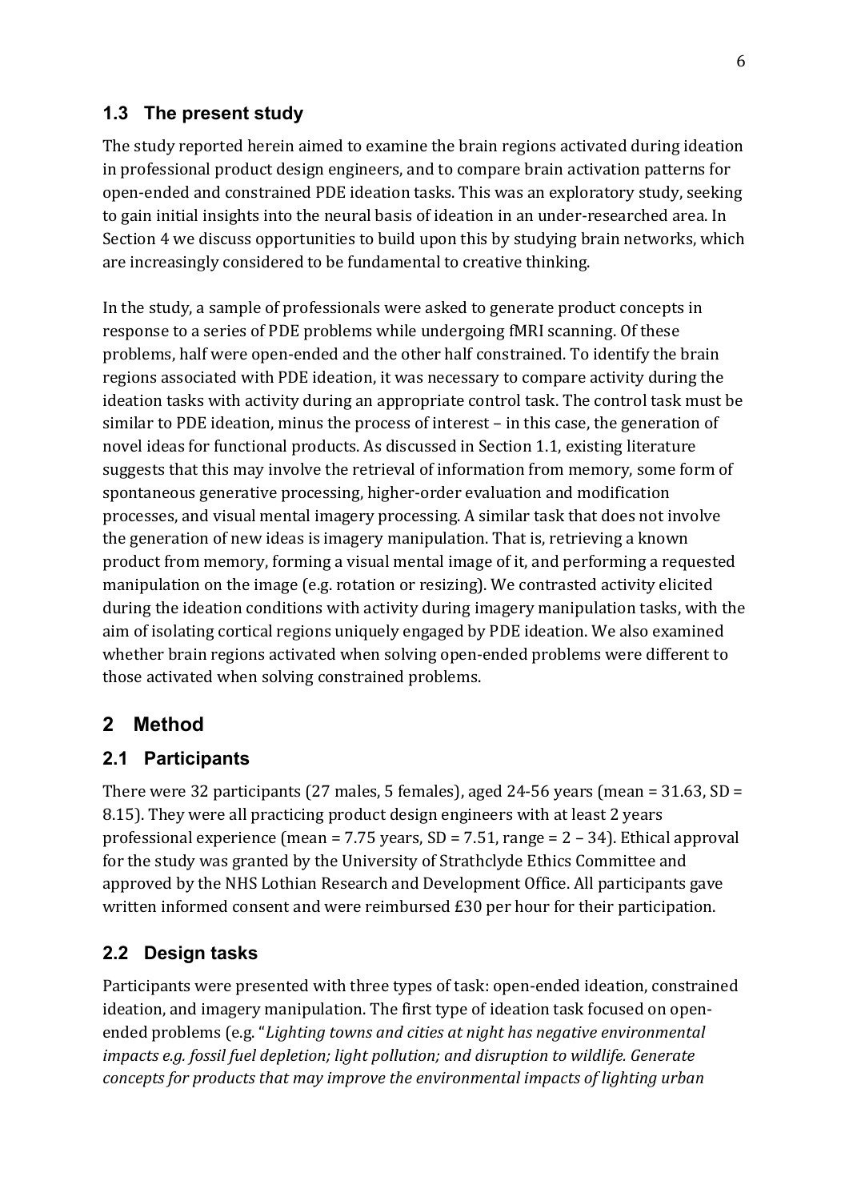### 1.3 The present study

The study reported herein aimed to examine the brain regions activated during ideation in professional product design engineers, and to compare brain activation patterns for open-ended and constrained PDE ideation tasks. This was an exploratory study, seeking to gain initial insights into the neural basis of ideation in an under-researched area. In Section 4 we discuss opportunities to build upon this by studying brain networks, which are increasingly considered to be fundamental to creative thinking.

In the study, a sample of professionals were asked to generate product concepts in response to a series of PDE problems while undergoing fMRI scanning. Of these problems, half were open-ended and the other half constrained. To identify the brain regions associated with PDE ideation, it was necessary to compare activity during the ideation tasks with activity during an appropriate control task. The control task must be similar to PDE ideation, minus the process of interest – in this case, the generation of novel ideas for functional products. As discussed in Section 1.1, existing literature suggests that this may involve the retrieval of information from memory, some form of spontaneous generative processing, higher-order evaluation and modification processes, and visual mental imagery processing. A similar task that does not involve the generation of new ideas is imagery manipulation. That is, retrieving a known product from memory, forming a visual mental image of it, and performing a requested manipulation on the image (e.g. rotation or resizing). We contrasted activity elicited during the ideation conditions with activity during imagery manipulation tasks, with the aim of isolating cortical regions uniquely engaged by PDE ideation. We also examined whether brain regions activated when solving open-ended problems were different to those activated when solving constrained problems.

## 2 Method

### 2.1 Participants

There were 32 participants (27 males, 5 females), aged 24-56 years (mean = 31.63, SD = 8.15). They were all practicing product design engineers with at least 2 years professional experience (mean = 7.75 years, SD = 7.51, range = 2 – 34). Ethical approval for the study was granted by the University of Strathclyde Ethics Committee and approved by the NHS Lothian Research and Development Office. All participants gave written informed consent and were reimbursed £30 per hour for their participation.

### 2.2 Design tasks

Participants were presented with three types of task: open-ended ideation, constrained ideation, and imagery manipulation. The first type of ideation task focused on open-ended problems (e.g. "*Lighting towns and cities at night has negative environmental impacts e.g. fossil fuel depletion; light pollution; and disruption to wildlife. Generate concepts for products that may improve the environmental impacts of lighting urban*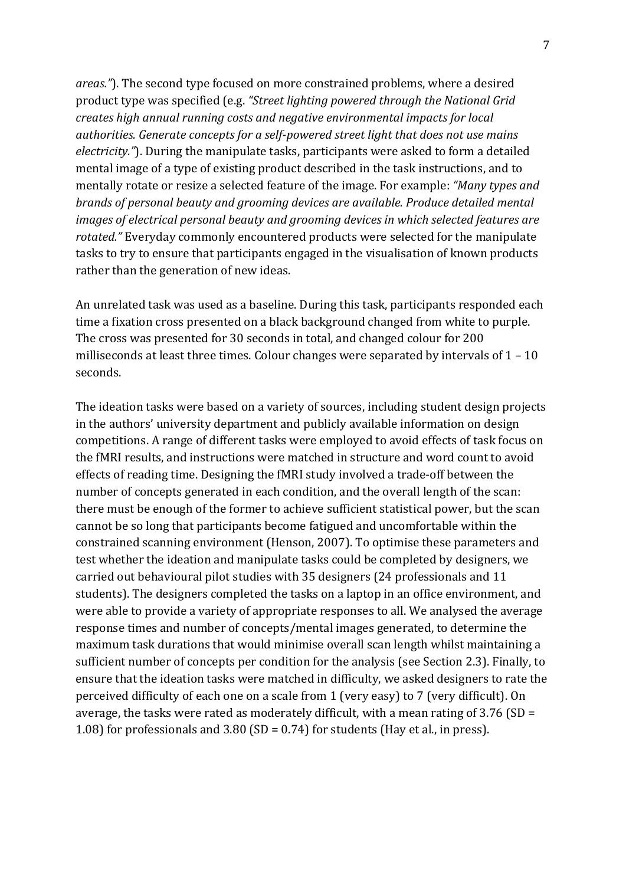*areas."*). The second type focused on more constrained problems, where a desired product type was specified (e.g. *"Street lighting powered through the National Grid creates high annual running costs and negative environmental impacts for local authorities. Generate concepts for a self-powered street light that does not use mains electricity."*). During the manipulate tasks, participants were asked to form a detailed mental image of a type of existing product described in the task instructions, and to mentally rotate or resize a selected feature of the image. For example: *"Many types and brands of personal beauty and grooming devices are available. Produce detailed mental images of electrical personal beauty and grooming devices in which selected features are rotated."* Everyday commonly encountered products were selected for the manipulate tasks to try to ensure that participants engaged in the visualisation of known products rather than the generation of new ideas.

An unrelated task was used as a baseline. During this task, participants responded each time a fixation cross presented on a black background changed from white to purple. The cross was presented for 30 seconds in total, and changed colour for 200 milliseconds at least three times. Colour changes were separated by intervals of 1 – 10 seconds.

The ideation tasks were based on a variety of sources, including student design projects in the authors' university department and publicly available information on design competitions. A range of different tasks were employed to avoid effects of task focus on the fMRI results, and instructions were matched in structure and word count to avoid effects of reading time. Designing the fMRI study involved a trade-off between the number of concepts generated in each condition, and the overall length of the scan: there must be enough of the former to achieve sufficient statistical power, but the scan cannot be so long that participants become fatigued and uncomfortable within the constrained scanning environment (Henson, 2007). To optimise these parameters and test whether the ideation and manipulate tasks could be completed by designers, we carried out behavioural pilot studies with 35 designers (24 professionals and 11 students). The designers completed the tasks on a laptop in an office environment, and were able to provide a variety of appropriate responses to all. We analysed the average response times and number of concepts/mental images generated, to determine the maximum task durations that would minimise overall scan length whilst maintaining a sufficient number of concepts per condition for the analysis (see Section 2.3). Finally, to ensure that the ideation tasks were matched in difficulty, we asked designers to rate the perceived difficulty of each one on a scale from 1 (very easy) to 7 (very difficult). On average, the tasks were rated as moderately difficult, with a mean rating of 3.76 ($SD = 1.08$) for professionals and 3.80 ($SD = 0.74$) for students (Hay et al., in press).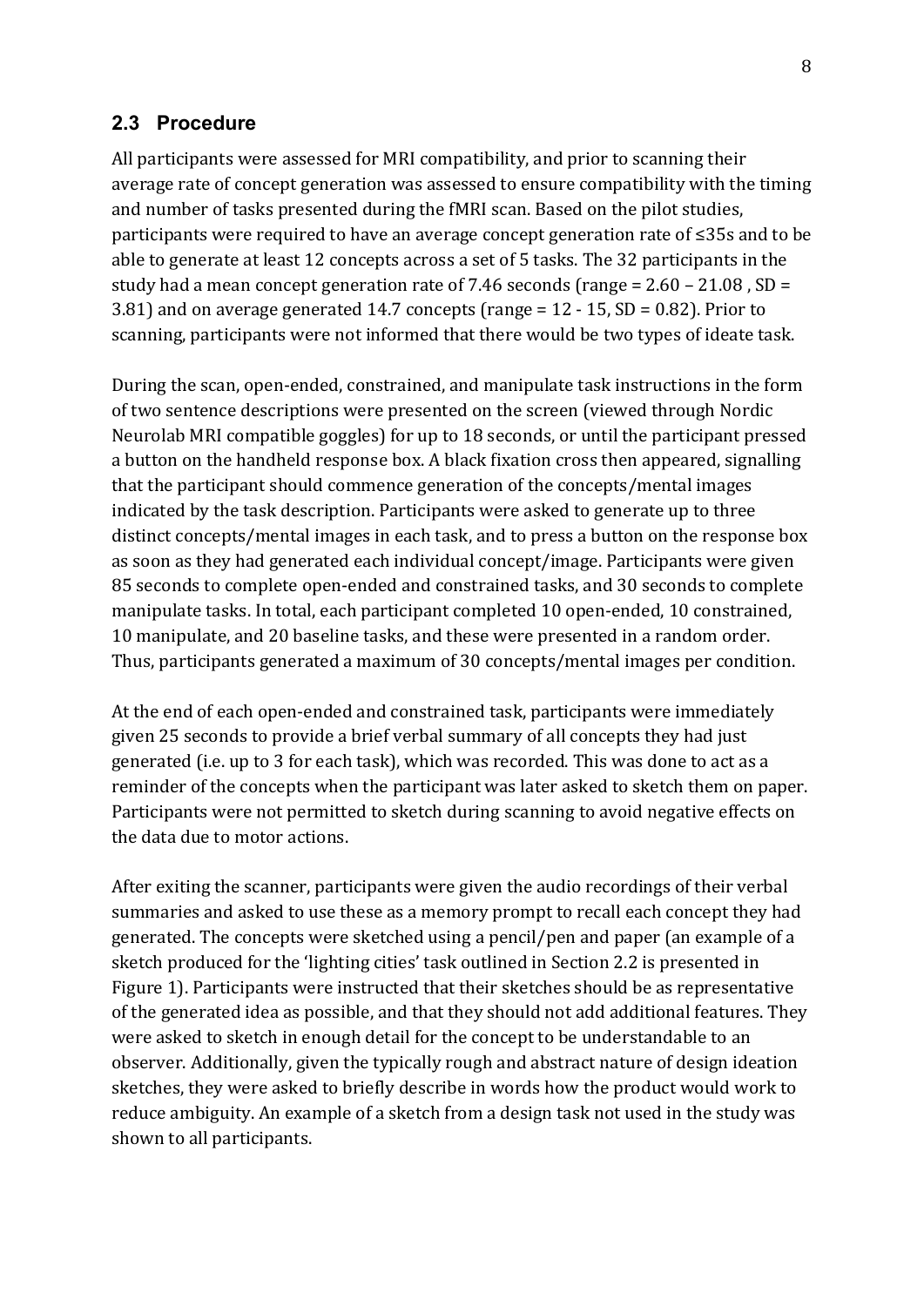## 2.3 Procedure

All participants were assessed for MRI compatibility, and prior to scanning their average rate of concept generation was assessed to ensure compatibility with the timing and number of tasks presented during the fMRI scan. Based on the pilot studies, participants were required to have an average concept generation rate of ≤35s and to be able to generate at least 12 concepts across a set of 5 tasks. The 32 participants in the study had a mean concept generation rate of 7.46 seconds (range = 2.60 – 21.08 , SD = 3.81) and on average generated 14.7 concepts (range = 12 - 15, SD = 0.82). Prior to scanning, participants were not informed that there would be two types of ideate task.

During the scan, open-ended, constrained, and manipulate task instructions in the form of two sentence descriptions were presented on the screen (viewed through Nordic Neurolab MRI compatible goggles) for up to 18 seconds, or until the participant pressed a button on the handheld response box. A black fixation cross then appeared, signalling that the participant should commence generation of the concepts/mental images indicated by the task description. Participants were asked to generate up to three distinct concepts/mental images in each task, and to press a button on the response box as soon as they had generated each individual concept/image. Participants were given 85 seconds to complete open-ended and constrained tasks, and 30 seconds to complete manipulate tasks. In total, each participant completed 10 open-ended, 10 constrained, 10 manipulate, and 20 baseline tasks, and these were presented in a random order. Thus, participants generated a maximum of 30 concepts/mental images per condition.

At the end of each open-ended and constrained task, participants were immediately given 25 seconds to provide a brief verbal summary of all concepts they had just generated (i.e. up to 3 for each task), which was recorded. This was done to act as a reminder of the concepts when the participant was later asked to sketch them on paper. Participants were not permitted to sketch during scanning to avoid negative effects on the data due to motor actions.

After exiting the scanner, participants were given the audio recordings of their verbal summaries and asked to use these as a memory prompt to recall each concept they had generated. The concepts were sketched using a pencil/pen and paper (an example of a sketch produced for the 'lighting cities' task outlined in Section 2.2 is presented in Figure 1). Participants were instructed that their sketches should be as representative of the generated idea as possible, and that they should not add additional features. They were asked to sketch in enough detail for the concept to be understandable to an observer. Additionally, given the typically rough and abstract nature of design ideation sketches, they were asked to briefly describe in words how the product would work to reduce ambiguity. An example of a sketch from a design task not used in the study was shown to all participants.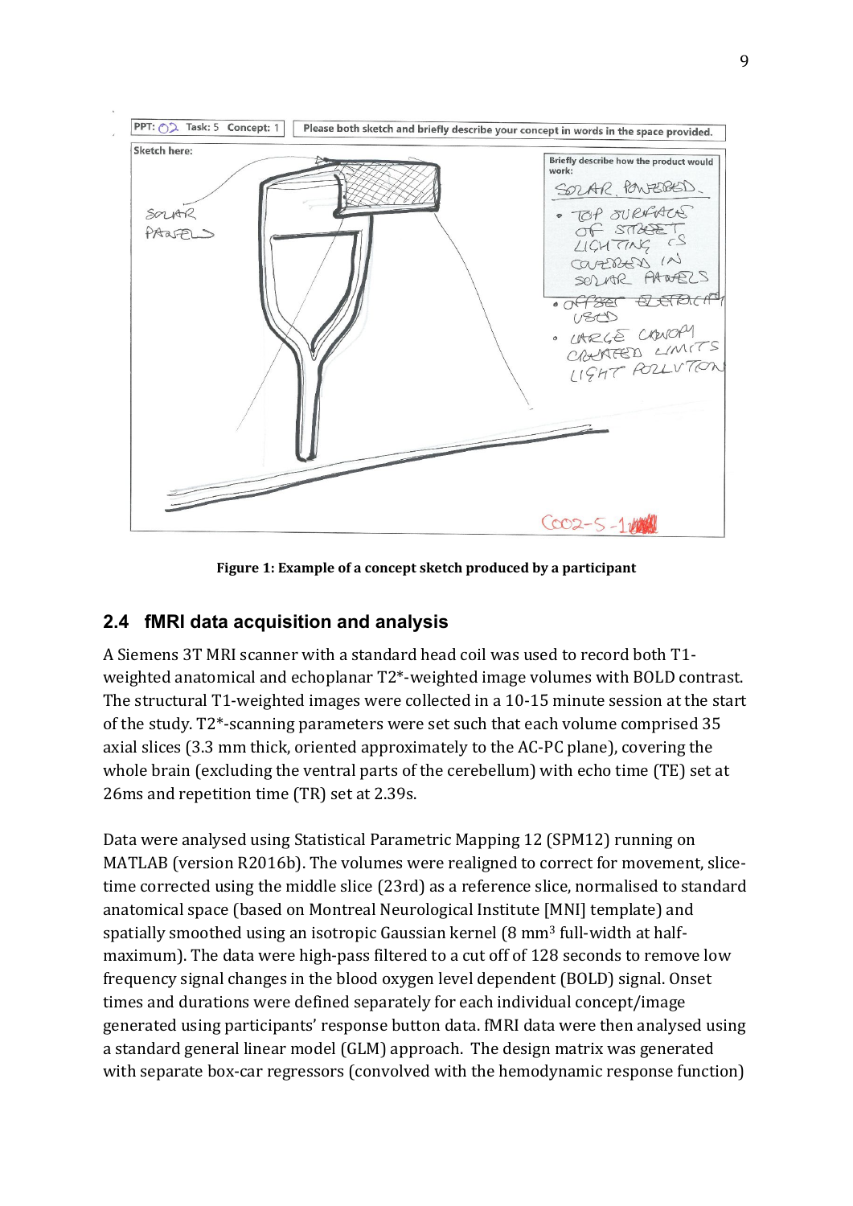Figure 1: Example of a concept sketch produced by a participant

## 2.4 fMRI data acquisition and analysis

A Siemens 3T MRI scanner with a standard head coil was used to record both T1-weighted anatomical and echoplanar T2*-weighted image volumes with BOLD contrast. The structural T1-weighted images were collected in a 10-15 minute session at the start of the study. T2*-scanning parameters were set such that each volume comprised 35 axial slices (3.3 mm thick, oriented approximately to the AC-PC plane), covering the whole brain (excluding the ventral parts of the cerebellum) with echo time (TE) set at 26ms and repetition time (TR) set at 2.39s.

Data were analysed using Statistical Parametric Mapping 12 (SPM12) running on MATLAB (version R2016b). The volumes were realigned to correct for movement, slice-time corrected using the middle slice (23rd) as a reference slice, normalised to standard anatomical space (based on Montreal Neurological Institute [MNI] template) and spatially smoothed using an isotropic Gaussian kernel (8 $mm^3$ full-width at half-maximum). The data were high-pass filtered to a cut off of 128 seconds to remove low frequency signal changes in the blood oxygen level dependent (BOLD) signal. Onset times and durations were defined separately for each individual concept/image generated using participants' response button data. fMRI data were then analysed using a standard general linear model (GLM) approach. The design matrix was generated with separate box-car regressors (convolved with the hemodynamic response function)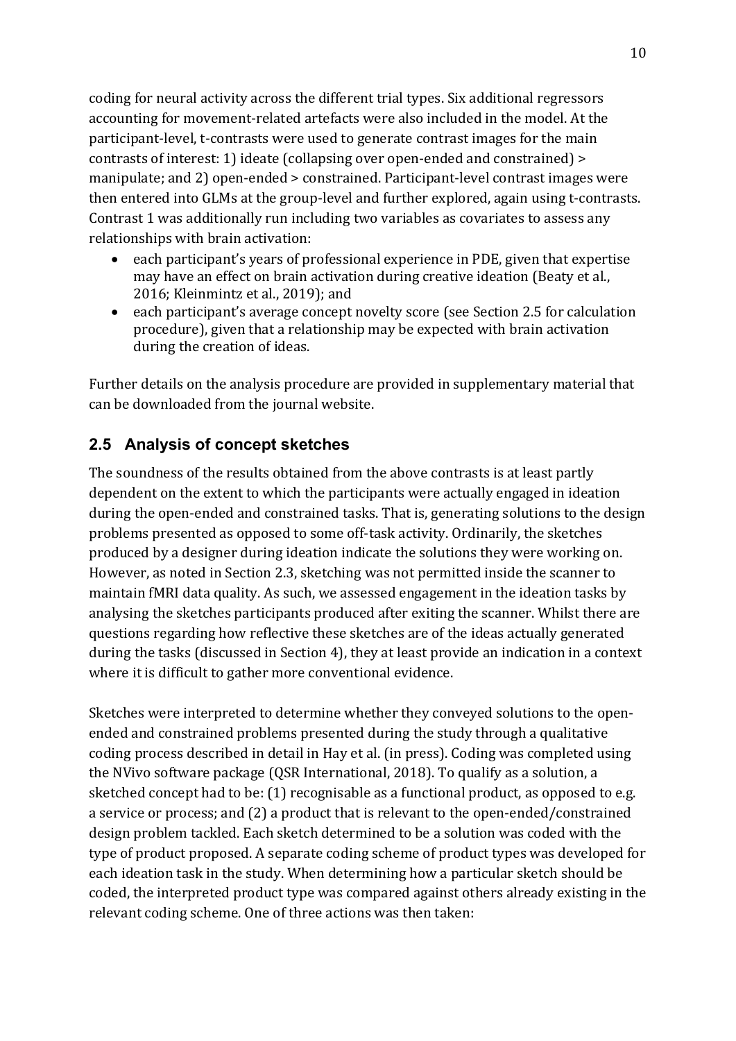coding for neural activity across the different trial types. Six additional regressors accounting for movement-related artefacts were also included in the model. At the participant-level, t-contrasts were used to generate contrast images for the main contrasts of interest: 1) ideate (collapsing over open-ended and constrained) > manipulate; and 2) open-ended > constrained. Participant-level contrast images were then entered into GLMs at the group-level and further explored, again using t-contrasts. Contrast 1 was additionally run including two variables as covariates to assess any relationships with brain activation:

- each participant's years of professional experience in PDE, given that expertise may have an effect on brain activation during creative ideation (Beaty et al., 2016; Kleinmintz et al., 2019); and
- each participant's average concept novelty score (see Section 2.5 for calculation procedure), given that a relationship may be expected with brain activation during the creation of ideas.

Further details on the analysis procedure are provided in supplementary material that can be downloaded from the journal website.

## 2.5 Analysis of concept sketches

The soundness of the results obtained from the above contrasts is at least partly dependent on the extent to which the participants were actually engaged in ideation during the open-ended and constrained tasks. That is, generating solutions to the design problems presented as opposed to some off-task activity. Ordinarily, the sketches produced by a designer during ideation indicate the solutions they were working on. However, as noted in Section 2.3, sketching was not permitted inside the scanner to maintain fMRI data quality. As such, we assessed engagement in the ideation tasks by analysing the sketches participants produced after exiting the scanner. Whilst there are questions regarding how reflective these sketches are of the ideas actually generated during the tasks (discussed in Section 4), they at least provide an indication in a context where it is difficult to gather more conventional evidence.

Sketches were interpreted to determine whether they conveyed solutions to the open-ended and constrained problems presented during the study through a qualitative coding process described in detail in Hay et al. (in press). Coding was completed using the NVivo software package (QSR International, 2018). To qualify as a solution, a sketched concept had to be: (1) recognisable as a functional product, as opposed to e.g. a service or process; and (2) a product that is relevant to the open-ended/constrained design problem tackled. Each sketch determined to be a solution was coded with the type of product proposed. A separate coding scheme of product types was developed for each ideation task in the study. When determining how a particular sketch should be coded, the interpreted product type was compared against others already existing in the relevant coding scheme. One of three actions was then taken: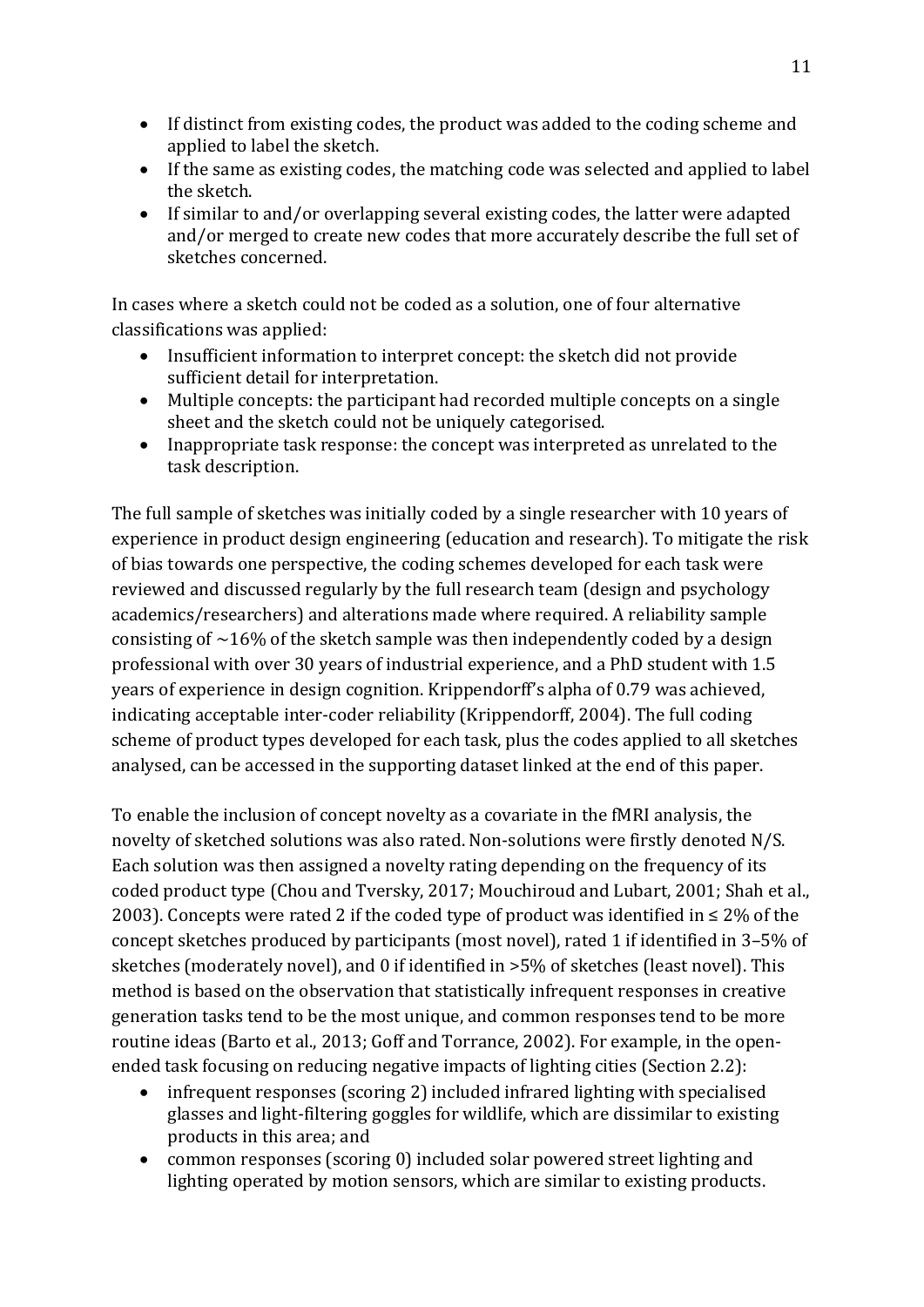- If distinct from existing codes, the product was added to the coding scheme and applied to label the sketch.
- If the same as existing codes, the matching code was selected and applied to label the sketch.
- If similar to and/or overlapping several existing codes, the latter were adapted and/or merged to create new codes that more accurately describe the full set of sketches concerned.

In cases where a sketch could not be coded as a solution, one of four alternative classifications was applied:

- Insufficient information to interpret concept: the sketch did not provide sufficient detail for interpretation.
- Multiple concepts: the participant had recorded multiple concepts on a single sheet and the sketch could not be uniquely categorised.
- Inappropriate task response: the concept was interpreted as unrelated to the task description.

The full sample of sketches was initially coded by a single researcher with 10 years of experience in product design engineering (education and research). To mitigate the risk of bias towards one perspective, the coding schemes developed for each task were reviewed and discussed regularly by the full research team (design and psychology academics/researchers) and alterations made where required. A reliability sample consisting of ~16% of the sketch sample was then independently coded by a design professional with over 30 years of industrial experience, and a PhD student with 1.5 years of experience in design cognition. Krippendorff's alpha of 0.79 was achieved, indicating acceptable inter-coder reliability (Krippendorff, 2004). The full coding scheme of product types developed for each task, plus the codes applied to all sketches analysed, can be accessed in the supporting dataset linked at the end of this paper.

To enable the inclusion of concept novelty as a covariate in the fMRI analysis, the novelty of sketched solutions was also rated. Non-solutions were firstly denoted N/S. Each solution was then assigned a novelty rating depending on the frequency of its coded product type (Chou and Tversky, 2017; Mouchiroud and Lubart, 2001; Shah et al., 2003). Concepts were rated 2 if the coded type of product was identified in ≤ 2% of the concept sketches produced by participants (most novel), rated 1 if identified in 3–5% of sketches (moderately novel), and 0 if identified in >5% of sketches (least novel). This method is based on the observation that statistically infrequent responses in creative generation tasks tend to be the most unique, and common responses tend to be more routine ideas (Barto et al., 2013; Goff and Torrance, 2002). For example, in the open-ended task focusing on reducing negative impacts of lighting cities (Section 2.2):

- infrequent responses (scoring 2) included infrared lighting with specialised glasses and light-filtering goggles for wildlife, which are dissimilar to existing products in this area; and
- common responses (scoring 0) included solar powered street lighting and lighting operated by motion sensors, which are similar to existing products.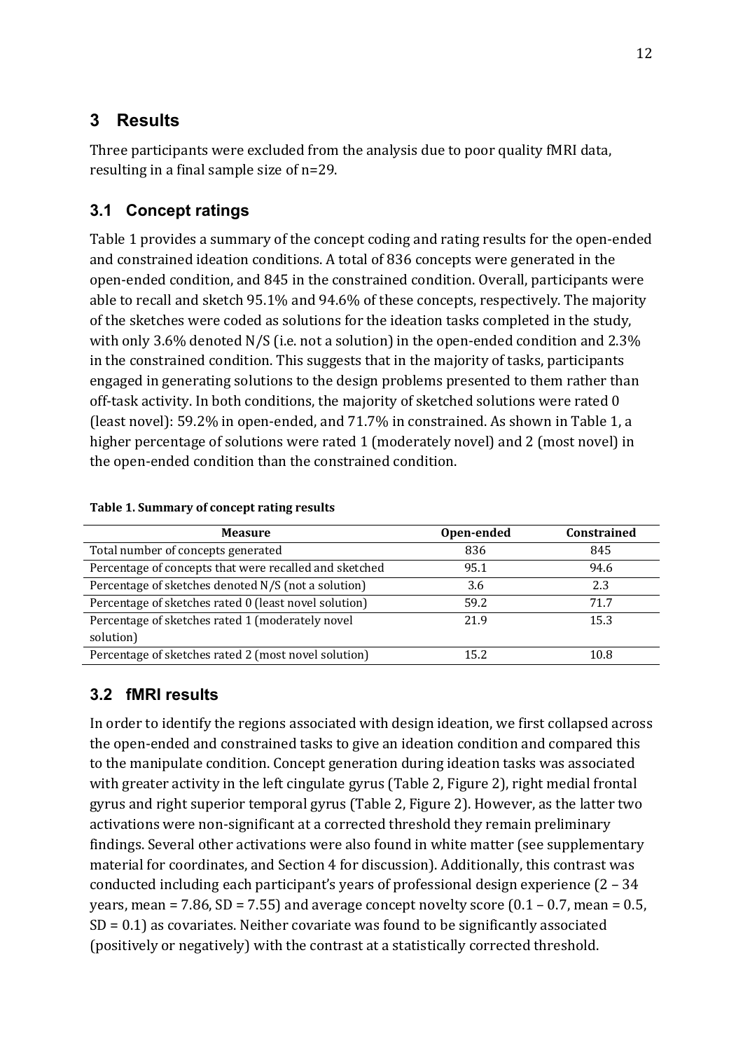## 3 Results

Three participants were excluded from the analysis due to poor quality fMRI data, resulting in a final sample size of n=29.

### 3.1 Concept ratings

Table 1 provides a summary of the concept coding and rating results for the open-ended and constrained ideation conditions. A total of 836 concepts were generated in the open-ended condition, and 845 in the constrained condition. Overall, participants were able to recall and sketch 95.1% and 94.6% of these concepts, respectively. The majority of the sketches were coded as solutions for the ideation tasks completed in the study, with only 3.6% denoted N/S (i.e. not a solution) in the open-ended condition and 2.3% in the constrained condition. This suggests that in the majority of tasks, participants engaged in generating solutions to the design problems presented to them rather than off-task activity. In both conditions, the majority of sketched solutions were rated 0 (least novel): 59.2% in open-ended, and 71.7% in constrained. As shown in Table 1, a higher percentage of solutions were rated 1 (moderately novel) and 2 (most novel) in the open-ended condition than the constrained condition.

**Table 1. Summary of concept rating results**

| Measure | Open-ended | Constrained |
|---|---|---|
| Total number of concepts generated | 836 | 845 |
| Percentage of concepts that were recalled and sketched | 95.1 | 94.6 |
| Percentage of sketches denoted N/S (not a solution) | 3.6 | 2.3 |
| Percentage of sketches rated 0 (least novel solution) | 59.2 | 71.7 |
| Percentage of sketches rated 1 (moderately novel solution) | 21.9 | 15.3 |
| Percentage of sketches rated 2 (most novel solution) | 15.2 | 10.8 |

### 3.2 fMRI results

In order to identify the regions associated with design ideation, we first collapsed across the open-ended and constrained tasks to give an ideation condition and compared this to the manipulate condition. Concept generation during ideation tasks was associated with greater activity in the left cingulate gyrus (Table 2, Figure 2), right medial frontal gyrus and right superior temporal gyrus (Table 2, Figure 2). However, as the latter two activations were non-significant at a corrected threshold they remain preliminary findings. Several other activations were also found in white matter (see supplementary material for coordinates, and Section 4 for discussion). Additionally, this contrast was conducted including each participant's years of professional design experience (2 – 34 years, mean = 7.86, SD = 7.55) and average concept novelty score (0.1 – 0.7, mean = 0.5, SD = 0.1) as covariates. Neither covariate was found to be significantly associated (positively or negatively) with the contrast at a statistically corrected threshold.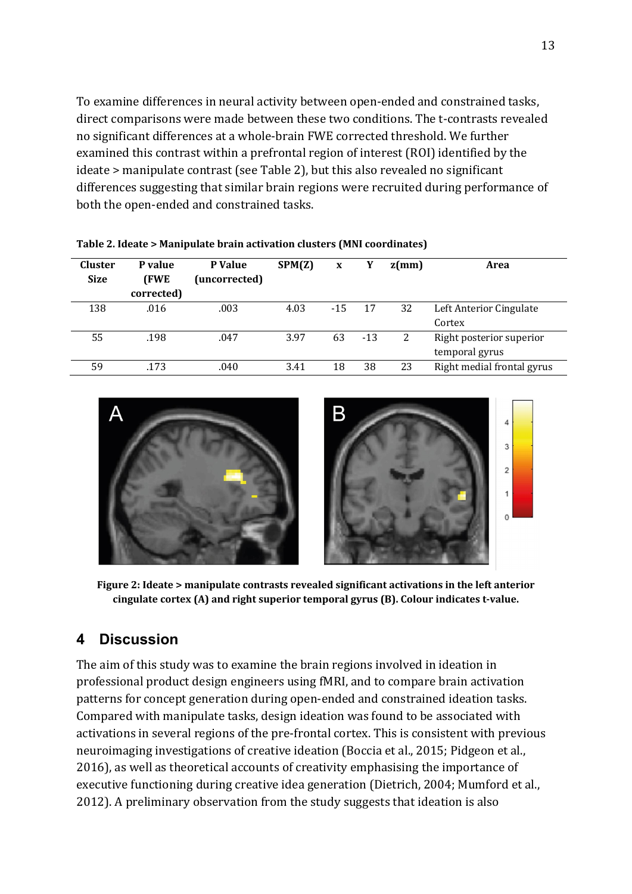To examine differences in neural activity between open-ended and constrained tasks, direct comparisons were made between these two conditions. The t-contrasts revealed no significant differences at a whole-brain FWE corrected threshold. We further examined this contrast within a prefrontal region of interest (ROI) identified by the ideate > manipulate contrast (see Table 2), but this also revealed no significant differences suggesting that similar brain regions were recruited during performance of both the open-ended and constrained tasks.

**Table 2. Ideate > Manipulate brain activation clusters (MNI coordinates)**

| Cluster Size | P value (FWE corrected) | P Value (uncorrected) | SPM(Z) | x | Y | z(mm) | Area |
|---|---|---|---|---|---|---|---|
| 138 | .016 | .003 | 4.03 | -15 | 17 | 32 | Left Anterior Cingulate Cortex |
| 55 | .198 | .047 | 3.97 | 63 | -13 | 2 | Right posterior superior temporal gyrus |
| 59 | .173 | .040 | 3.41 | 18 | 38 | 23 | Right medial frontal gyrus |

**Figure 2: Ideate > manipulate contrasts revealed significant activations in the left anterior cingulate cortex (A) and right superior temporal gyrus (B). Colour indicates t-value.**

## 4 Discussion

The aim of this study was to examine the brain regions involved in ideation in professional product design engineers using fMRI, and to compare brain activation patterns for concept generation during open-ended and constrained ideation tasks. Compared with manipulate tasks, design ideation was found to be associated with activations in several regions of the pre-frontal cortex. This is consistent with previous neuroimaging investigations of creative ideation (Boccia et al., 2015; Pidgeon et al., 2016), as well as theoretical accounts of creativity emphasising the importance of executive functioning during creative idea generation (Dietrich, 2004; Mumford et al., 2012). A preliminary observation from the study suggests that ideation is also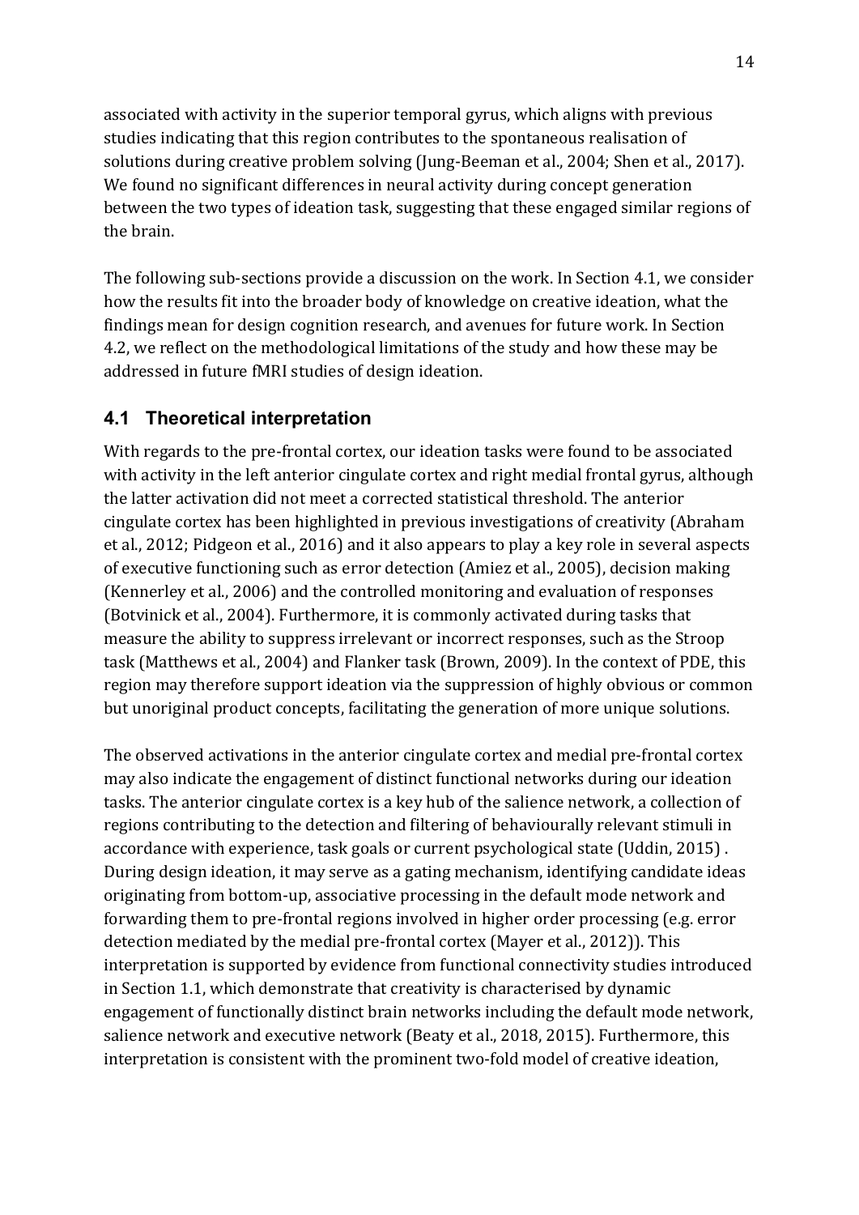associated with activity in the superior temporal gyrus, which aligns with previous studies indicating that this region contributes to the spontaneous realisation of solutions during creative problem solving (Jung-Beeman et al., 2004; Shen et al., 2017). We found no significant differences in neural activity during concept generation between the two types of ideation task, suggesting that these engaged similar regions of the brain.

The following sub-sections provide a discussion on the work. In Section 4.1, we consider how the results fit into the broader body of knowledge on creative ideation, what the findings mean for design cognition research, and avenues for future work. In Section 4.2, we reflect on the methodological limitations of the study and how these may be addressed in future fMRI studies of design ideation.

## 4.1 Theoretical interpretation

With regards to the pre-frontal cortex, our ideation tasks were found to be associated with activity in the left anterior cingulate cortex and right medial frontal gyrus, although the latter activation did not meet a corrected statistical threshold. The anterior cingulate cortex has been highlighted in previous investigations of creativity (Abraham et al., 2012; Pidgeon et al., 2016) and it also appears to play a key role in several aspects of executive functioning such as error detection (Amiez et al., 2005), decision making (Kennerley et al., 2006) and the controlled monitoring and evaluation of responses (Botvinick et al., 2004). Furthermore, it is commonly activated during tasks that measure the ability to suppress irrelevant or incorrect responses, such as the Stroop task (Matthews et al., 2004) and Flanker task (Brown, 2009). In the context of PDE, this region may therefore support ideation via the suppression of highly obvious or common but unoriginal product concepts, facilitating the generation of more unique solutions.

The observed activations in the anterior cingulate cortex and medial pre-frontal cortex may also indicate the engagement of distinct functional networks during our ideation tasks. The anterior cingulate cortex is a key hub of the salience network, a collection of regions contributing to the detection and filtering of behaviourally relevant stimuli in accordance with experience, task goals or current psychological state (Uddin, 2015) . During design ideation, it may serve as a gating mechanism, identifying candidate ideas originating from bottom-up, associative processing in the default mode network and forwarding them to pre-frontal regions involved in higher order processing (e.g. error detection mediated by the medial pre-frontal cortex (Mayer et al., 2012)). This interpretation is supported by evidence from functional connectivity studies introduced in Section 1.1, which demonstrate that creativity is characterised by dynamic engagement of functionally distinct brain networks including the default mode network, salience network and executive network (Beaty et al., 2018, 2015). Furthermore, this interpretation is consistent with the prominent two-fold model of creative ideation,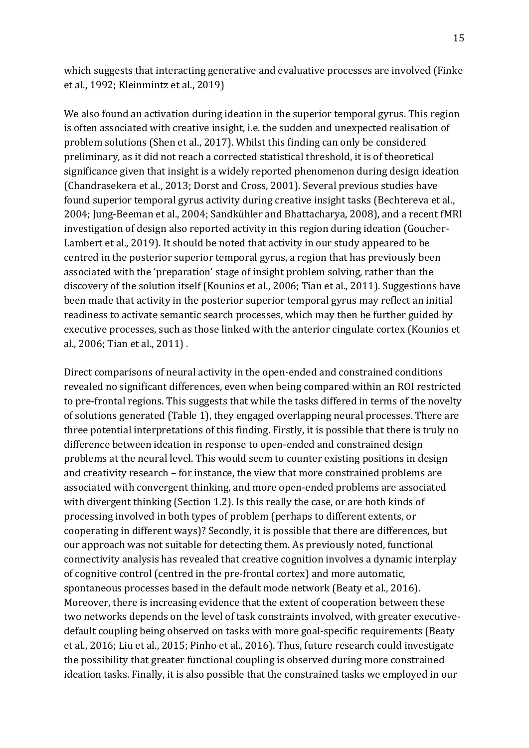which suggests that interacting generative and evaluative processes are involved (Finke et al., 1992; Kleinmintz et al., 2019)

We also found an activation during ideation in the superior temporal gyrus. This region is often associated with creative insight, i.e. the sudden and unexpected realisation of problem solutions (Shen et al., 2017). Whilst this finding can only be considered preliminary, as it did not reach a corrected statistical threshold, it is of theoretical significance given that insight is a widely reported phenomenon during design ideation (Chandrasekera et al., 2013; Dorst and Cross, 2001). Several previous studies have found superior temporal gyrus activity during creative insight tasks (Bechtereva et al., 2004; Jung-Beeman et al., 2004; Sandkühler and Bhattacharya, 2008), and a recent fMRI investigation of design also reported activity in this region during ideation (Goucher-Lambert et al., 2019). It should be noted that activity in our study appeared to be centred in the posterior superior temporal gyrus, a region that has previously been associated with the 'preparation' stage of insight problem solving, rather than the discovery of the solution itself (Kounios et al., 2006; Tian et al., 2011). Suggestions have been made that activity in the posterior superior temporal gyrus may reflect an initial readiness to activate semantic search processes, which may then be further guided by executive processes, such as those linked with the anterior cingulate cortex (Kounios et al., 2006; Tian et al., 2011) .

Direct comparisons of neural activity in the open-ended and constrained conditions revealed no significant differences, even when being compared within an ROI restricted to pre-frontal regions. This suggests that while the tasks differed in terms of the novelty of solutions generated (Table 1), they engaged overlapping neural processes. There are three potential interpretations of this finding. Firstly, it is possible that there is truly no difference between ideation in response to open-ended and constrained design problems at the neural level. This would seem to counter existing positions in design and creativity research – for instance, the view that more constrained problems are associated with convergent thinking, and more open-ended problems are associated with divergent thinking (Section 1.2). Is this really the case, or are both kinds of processing involved in both types of problem (perhaps to different extents, or cooperating in different ways)? Secondly, it is possible that there are differences, but our approach was not suitable for detecting them. As previously noted, functional connectivity analysis has revealed that creative cognition involves a dynamic interplay of cognitive control (centred in the pre-frontal cortex) and more automatic, spontaneous processes based in the default mode network (Beaty et al., 2016). Moreover, there is increasing evidence that the extent of cooperation between these two networks depends on the level of task constraints involved, with greater executive-default coupling being observed on tasks with more goal-specific requirements (Beaty et al., 2016; Liu et al., 2015; Pinho et al., 2016). Thus, future research could investigate the possibility that greater functional coupling is observed during more constrained ideation tasks. Finally, it is also possible that the constrained tasks we employed in our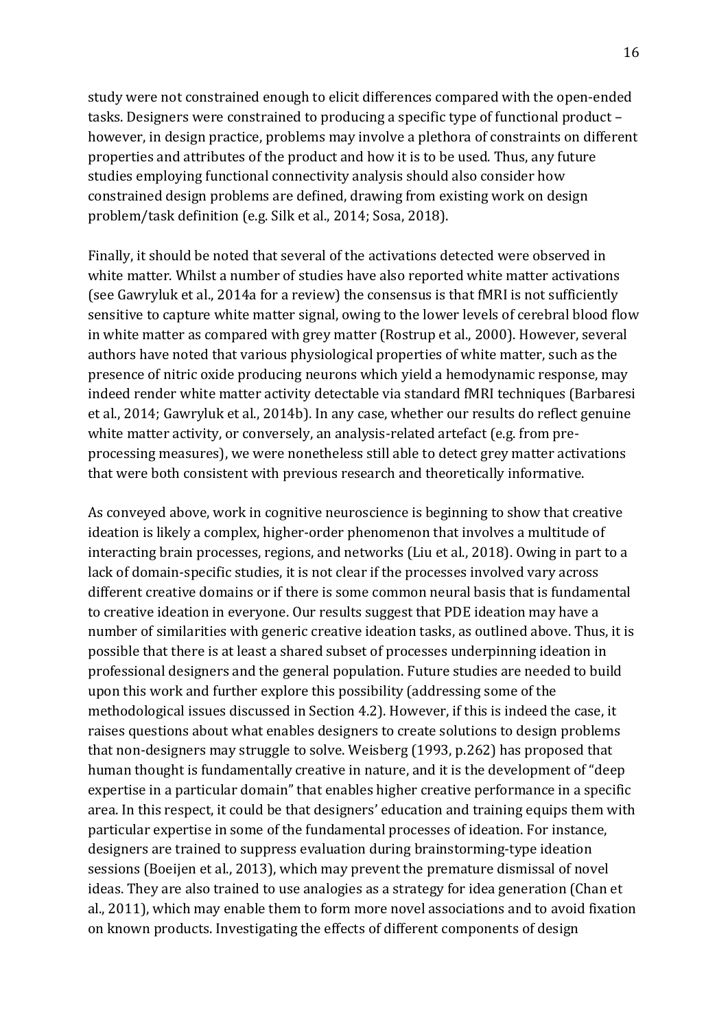study were not constrained enough to elicit differences compared with the open-ended tasks. Designers were constrained to producing a specific type of functional product – however, in design practice, problems may involve a plethora of constraints on different properties and attributes of the product and how it is to be used. Thus, any future studies employing functional connectivity analysis should also consider how constrained design problems are defined, drawing from existing work on design problem/task definition (e.g. Silk et al., 2014; Sosa, 2018).

Finally, it should be noted that several of the activations detected were observed in white matter. Whilst a number of studies have also reported white matter activations (see Gawryluk et al., 2014a for a review) the consensus is that fMRI is not sufficiently sensitive to capture white matter signal, owing to the lower levels of cerebral blood flow in white matter as compared with grey matter (Rostrup et al., 2000). However, several authors have noted that various physiological properties of white matter, such as the presence of nitric oxide producing neurons which yield a hemodynamic response, may indeed render white matter activity detectable via standard fMRI techniques (Barbaresi et al., 2014; Gawryluk et al., 2014b). In any case, whether our results do reflect genuine white matter activity, or conversely, an analysis-related artefact (e.g. from pre-processing measures), we were nonetheless still able to detect grey matter activations that were both consistent with previous research and theoretically informative.

As conveyed above, work in cognitive neuroscience is beginning to show that creative ideation is likely a complex, higher-order phenomenon that involves a multitude of interacting brain processes, regions, and networks (Liu et al., 2018). Owing in part to a lack of domain-specific studies, it is not clear if the processes involved vary across different creative domains or if there is some common neural basis that is fundamental to creative ideation in everyone. Our results suggest that PDE ideation may have a number of similarities with generic creative ideation tasks, as outlined above. Thus, it is possible that there is at least a shared subset of processes underpinning ideation in professional designers and the general population. Future studies are needed to build upon this work and further explore this possibility (addressing some of the methodological issues discussed in Section 4.2). However, if this is indeed the case, it raises questions about what enables designers to create solutions to design problems that non-designers may struggle to solve. Weisberg (1993, p.262) has proposed that human thought is fundamentally creative in nature, and it is the development of "deep expertise in a particular domain" that enables higher creative performance in a specific area. In this respect, it could be that designers' education and training equips them with particular expertise in some of the fundamental processes of ideation. For instance, designers are trained to suppress evaluation during brainstorming-type ideation sessions (Boeijen et al., 2013), which may prevent the premature dismissal of novel ideas. They are also trained to use analogies as a strategy for idea generation (Chan et al., 2011), which may enable them to form more novel associations and to avoid fixation on known products. Investigating the effects of different components of design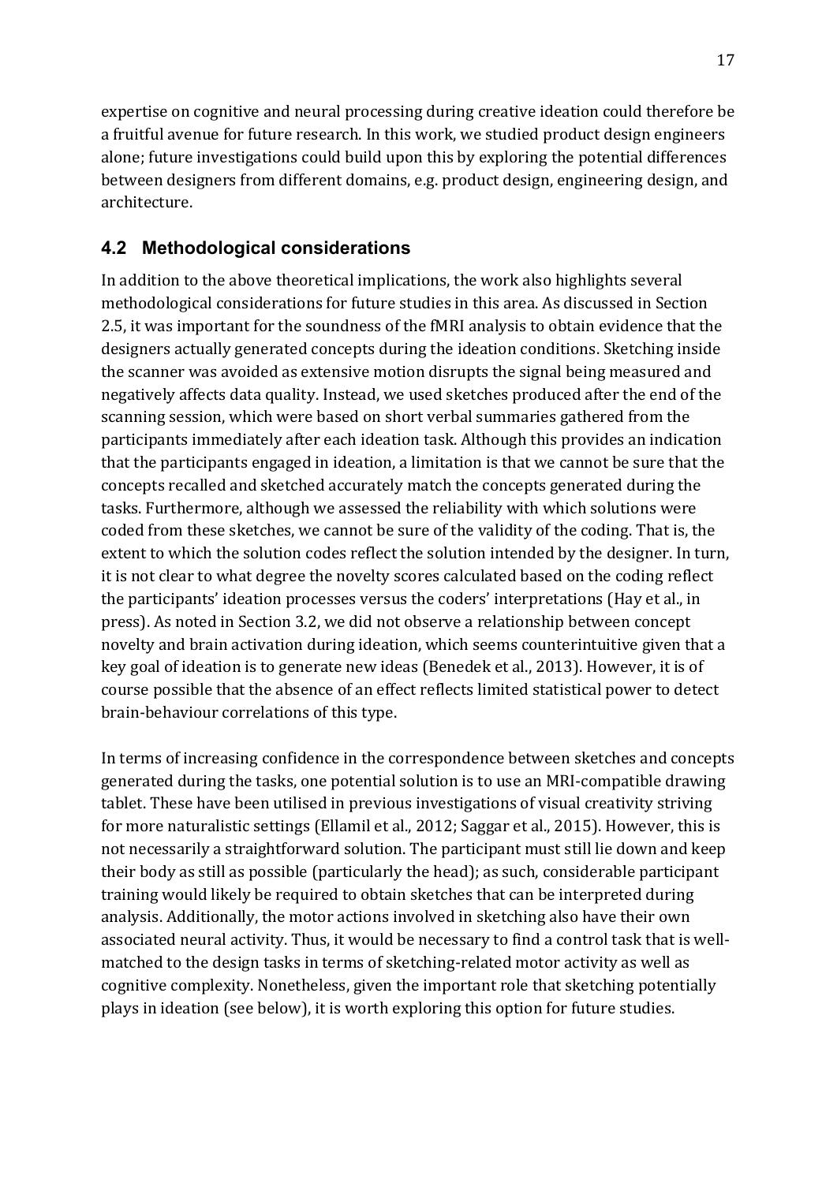expertise on cognitive and neural processing during creative ideation could therefore be a fruitful avenue for future research. In this work, we studied product design engineers alone; future investigations could build upon this by exploring the potential differences between designers from different domains, e.g. product design, engineering design, and architecture.

### 4.2 Methodological considerations

In addition to the above theoretical implications, the work also highlights several methodological considerations for future studies in this area. As discussed in Section 2.5, it was important for the soundness of the fMRI analysis to obtain evidence that the designers actually generated concepts during the ideation conditions. Sketching inside the scanner was avoided as extensive motion disrupts the signal being measured and negatively affects data quality. Instead, we used sketches produced after the end of the scanning session, which were based on short verbal summaries gathered from the participants immediately after each ideation task. Although this provides an indication that the participants engaged in ideation, a limitation is that we cannot be sure that the concepts recalled and sketched accurately match the concepts generated during the tasks. Furthermore, although we assessed the reliability with which solutions were coded from these sketches, we cannot be sure of the validity of the coding. That is, the extent to which the solution codes reflect the solution intended by the designer. In turn, it is not clear to what degree the novelty scores calculated based on the coding reflect the participants' ideation processes versus the coders' interpretations (Hay et al., in press). As noted in Section 3.2, we did not observe a relationship between concept novelty and brain activation during ideation, which seems counterintuitive given that a key goal of ideation is to generate new ideas (Benedek et al., 2013). However, it is of course possible that the absence of an effect reflects limited statistical power to detect brain-behaviour correlations of this type.

In terms of increasing confidence in the correspondence between sketches and concepts generated during the tasks, one potential solution is to use an MRI-compatible drawing tablet. These have been utilised in previous investigations of visual creativity striving for more naturalistic settings (Ellamil et al., 2012; Saggar et al., 2015). However, this is not necessarily a straightforward solution. The participant must still lie down and keep their body as still as possible (particularly the head); as such, considerable participant training would likely be required to obtain sketches that can be interpreted during analysis. Additionally, the motor actions involved in sketching also have their own associated neural activity. Thus, it would be necessary to find a control task that is well-matched to the design tasks in terms of sketching-related motor activity as well as cognitive complexity. Nonetheless, given the important role that sketching potentially plays in ideation (see below), it is worth exploring this option for future studies.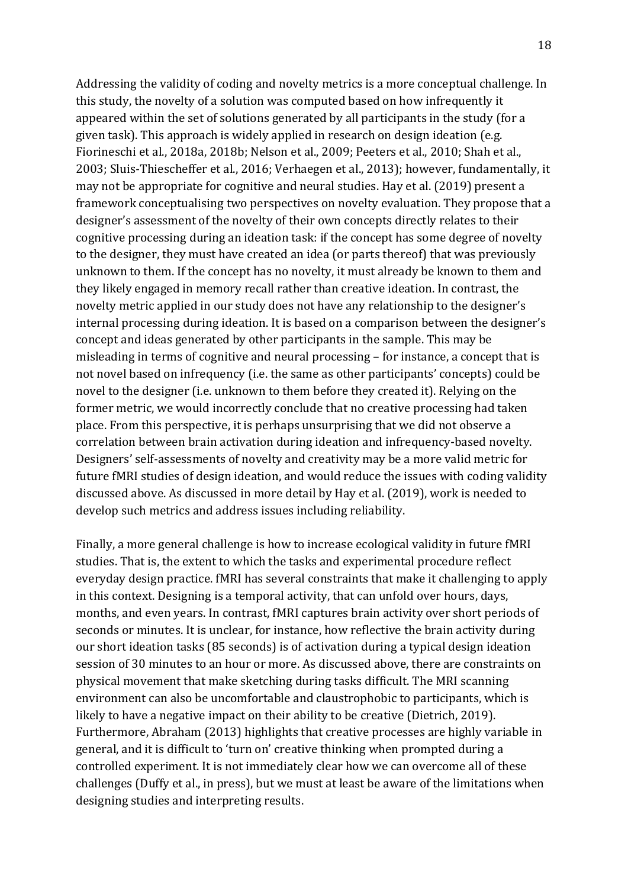Addressing the validity of coding and novelty metrics is a more conceptual challenge. In this study, the novelty of a solution was computed based on how infrequently it appeared within the set of solutions generated by all participants in the study (for a given task). This approach is widely applied in research on design ideation (e.g. Fiorineschi et al., 2018a, 2018b; Nelson et al., 2009; Peeters et al., 2010; Shah et al., 2003; Sluis-Thiescheffer et al., 2016; Verhaegen et al., 2013); however, fundamentally, it may not be appropriate for cognitive and neural studies. Hay et al. (2019) present a framework conceptualising two perspectives on novelty evaluation. They propose that a designer's assessment of the novelty of their own concepts directly relates to their cognitive processing during an ideation task: if the concept has some degree of novelty to the designer, they must have created an idea (or parts thereof) that was previously unknown to them. If the concept has no novelty, it must already be known to them and they likely engaged in memory recall rather than creative ideation. In contrast, the novelty metric applied in our study does not have any relationship to the designer's internal processing during ideation. It is based on a comparison between the designer's concept and ideas generated by other participants in the sample. This may be misleading in terms of cognitive and neural processing – for instance, a concept that is not novel based on infrequency (i.e. the same as other participants' concepts) could be novel to the designer (i.e. unknown to them before they created it). Relying on the former metric, we would incorrectly conclude that no creative processing had taken place. From this perspective, it is perhaps unsurprising that we did not observe a correlation between brain activation during ideation and infrequency-based novelty. Designers' self-assessments of novelty and creativity may be a more valid metric for future fMRI studies of design ideation, and would reduce the issues with coding validity discussed above. As discussed in more detail by Hay et al. (2019), work is needed to develop such metrics and address issues including reliability.

Finally, a more general challenge is how to increase ecological validity in future fMRI studies. That is, the extent to which the tasks and experimental procedure reflect everyday design practice. fMRI has several constraints that make it challenging to apply in this context. Designing is a temporal activity, that can unfold over hours, days, months, and even years. In contrast, fMRI captures brain activity over short periods of seconds or minutes. It is unclear, for instance, how reflective the brain activity during our short ideation tasks (85 seconds) is of activation during a typical design ideation session of 30 minutes to an hour or more. As discussed above, there are constraints on physical movement that make sketching during tasks difficult. The MRI scanning environment can also be uncomfortable and claustrophobic to participants, which is likely to have a negative impact on their ability to be creative (Dietrich, 2019). Furthermore, Abraham (2013) highlights that creative processes are highly variable in general, and it is difficult to 'turn on' creative thinking when prompted during a controlled experiment. It is not immediately clear how we can overcome all of these challenges (Duffy et al., in press), but we must at least be aware of the limitations when designing studies and interpreting results.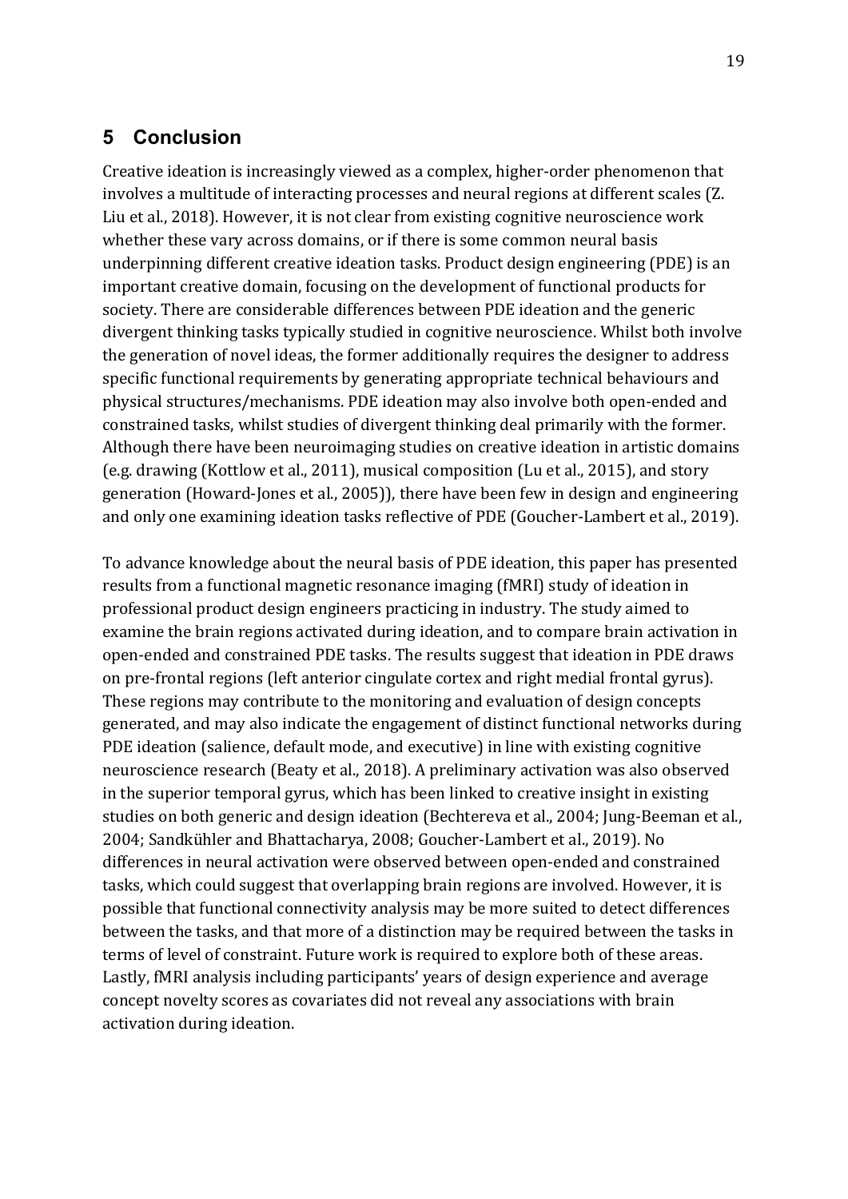## 5 Conclusion

Creative ideation is increasingly viewed as a complex, higher-order phenomenon that involves a multitude of interacting processes and neural regions at different scales (Z. Liu et al., 2018). However, it is not clear from existing cognitive neuroscience work whether these vary across domains, or if there is some common neural basis underpinning different creative ideation tasks. Product design engineering (PDE) is an important creative domain, focusing on the development of functional products for society. There are considerable differences between PDE ideation and the generic divergent thinking tasks typically studied in cognitive neuroscience. Whilst both involve the generation of novel ideas, the former additionally requires the designer to address specific functional requirements by generating appropriate technical behaviours and physical structures/mechanisms. PDE ideation may also involve both open-ended and constrained tasks, whilst studies of divergent thinking deal primarily with the former. Although there have been neuroimaging studies on creative ideation in artistic domains (e.g. drawing (Kottlow et al., 2011), musical composition (Lu et al., 2015), and story generation (Howard-Jones et al., 2005)), there have been few in design and engineering and only one examining ideation tasks reflective of PDE (Goucher-Lambert et al., 2019).

To advance knowledge about the neural basis of PDE ideation, this paper has presented results from a functional magnetic resonance imaging (fMRI) study of ideation in professional product design engineers practicing in industry. The study aimed to examine the brain regions activated during ideation, and to compare brain activation in open-ended and constrained PDE tasks. The results suggest that ideation in PDE draws on pre-frontal regions (left anterior cingulate cortex and right medial frontal gyrus). These regions may contribute to the monitoring and evaluation of design concepts generated, and may also indicate the engagement of distinct functional networks during PDE ideation (salience, default mode, and executive) in line with existing cognitive neuroscience research (Beaty et al., 2018). A preliminary activation was also observed in the superior temporal gyrus, which has been linked to creative insight in existing studies on both generic and design ideation (Bechtereva et al., 2004; Jung-Beeman et al., 2004; Sandkühler and Bhattacharya, 2008; Goucher-Lambert et al., 2019). No differences in neural activation were observed between open-ended and constrained tasks, which could suggest that overlapping brain regions are involved. However, it is possible that functional connectivity analysis may be more suited to detect differences between the tasks, and that more of a distinction may be required between the tasks in terms of level of constraint. Future work is required to explore both of these areas. Lastly, fMRI analysis including participants' years of design experience and average concept novelty scores as covariates did not reveal any associations with brain activation during ideation.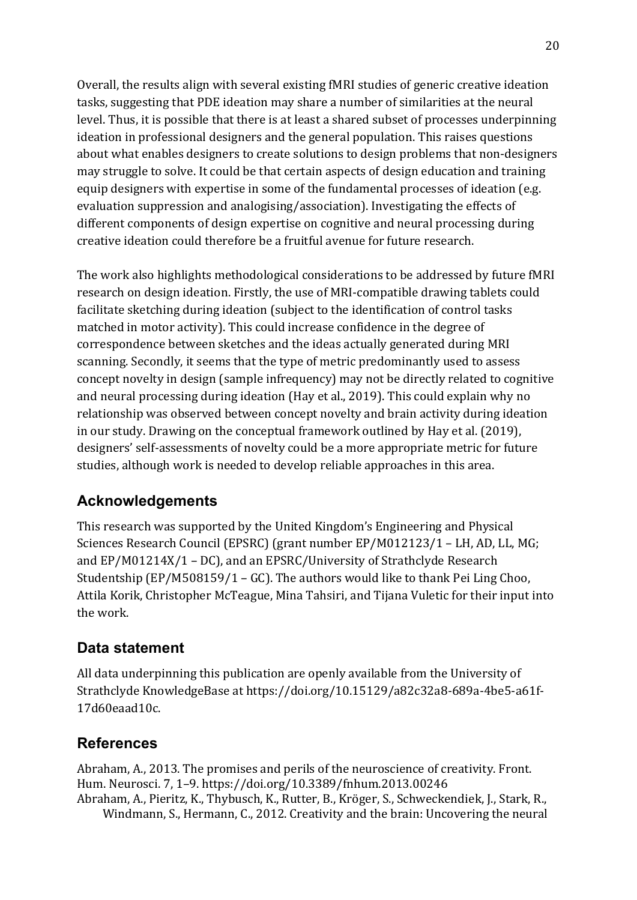Overall, the results align with several existing fMRI studies of generic creative ideation tasks, suggesting that PDE ideation may share a number of similarities at the neural level. Thus, it is possible that there is at least a shared subset of processes underpinning ideation in professional designers and the general population. This raises questions about what enables designers to create solutions to design problems that non-designers may struggle to solve. It could be that certain aspects of design education and training equip designers with expertise in some of the fundamental processes of ideation (e.g. evaluation suppression and analogising/association). Investigating the effects of different components of design expertise on cognitive and neural processing during creative ideation could therefore be a fruitful avenue for future research.

The work also highlights methodological considerations to be addressed by future fMRI research on design ideation. Firstly, the use of MRI-compatible drawing tablets could facilitate sketching during ideation (subject to the identification of control tasks matched in motor activity). This could increase confidence in the degree of correspondence between sketches and the ideas actually generated during MRI scanning. Secondly, it seems that the type of metric predominantly used to assess concept novelty in design (sample infrequency) may not be directly related to cognitive and neural processing during ideation (Hay et al., 2019). This could explain why no relationship was observed between concept novelty and brain activity during ideation in our study. Drawing on the conceptual framework outlined by Hay et al. (2019), designers' self-assessments of novelty could be a more appropriate metric for future studies, although work is needed to develop reliable approaches in this area.

## Acknowledgements

This research was supported by the United Kingdom's Engineering and Physical Sciences Research Council (EPSRC) (grant number EP/M012123/1 – LH, AD, LL, MG; and EP/M01214X/1 – DC), and an EPSRC/University of Strathclyde Research Studentship (EP/M508159/1 – GC). The authors would like to thank Pei Ling Choo, Attila Korik, Christopher McTeague, Mina Tahsiri, and Tijana Vuletic for their input into the work.

## Data statement

All data underpinning this publication are openly available from the University of Strathclyde KnowledgeBase at https://doi.org/10.15129/a82c32a8-689a-4be5-a61f-17d60eaad10c.

## References

Abraham, A., 2013. The promises and perils of the neuroscience of creativity. Front. Hum. Neurosci. 7, 1–9. https://doi.org/10.3389/fnhum.2013.00246

Abraham, A., Pieritz, K., Thybusch, K., Rutter, B., Kröger, S., Schweckendiek, J., Stark, R., Windmann, S., Hermann, C., 2012. Creativity and the brain: Uncovering the neural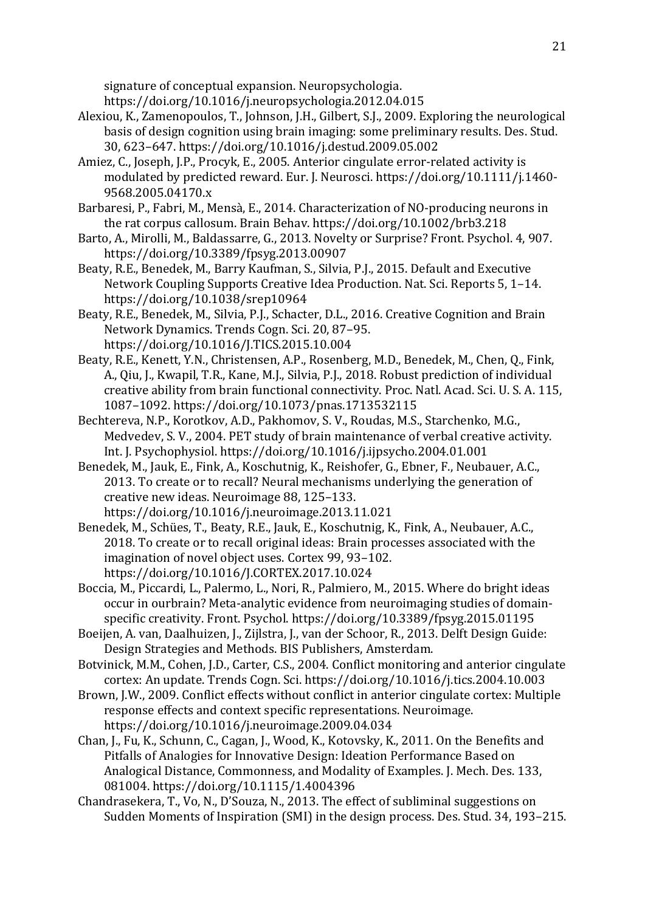signature of conceptual expansion. Neuropsychologia. https://doi.org/10.1016/j.neuropsychologia.2012.04.015

Alexiou, K., Zamenopoulos, T., Johnson, J.H., Gilbert, S.J., 2009. Exploring the neurological basis of design cognition using brain imaging: some preliminary results. Des. Stud. 30, 623–647. https://doi.org/10.1016/j.destud.2009.05.002

Amiez, C., Joseph, J.P., Procyk, E., 2005. Anterior cingulate error-related activity is modulated by predicted reward. Eur. J. Neurosci. https://doi.org/10.1111/j.1460-9568.2005.04170.x

Barbaresi, P., Fabri, M., Mensà, E., 2014. Characterization of NO-producing neurons in the rat corpus callosum. Brain Behav. https://doi.org/10.1002/brb3.218

Barto, A., Mirolli, M., Baldassarre, G., 2013. Novelty or Surprise? Front. Psychol. 4, 907. https://doi.org/10.3389/fpsyg.2013.00907

Beaty, R.E., Benedek, M., Barry Kaufman, S., Silvia, P.J., 2015. Default and Executive Network Coupling Supports Creative Idea Production. Nat. Sci. Reports 5, 1–14. https://doi.org/10.1038/srep10964

Beaty, R.E., Benedek, M., Silvia, P.J., Schacter, D.L., 2016. Creative Cognition and Brain Network Dynamics. Trends Cogn. Sci. 20, 87–95. https://doi.org/10.1016/J.TICS.2015.10.004

Beaty, R.E., Kenett, Y.N., Christensen, A.P., Rosenberg, M.D., Benedek, M., Chen, Q., Fink, A., Qiu, J., Kwapil, T.R., Kane, M.J., Silvia, P.J., 2018. Robust prediction of individual creative ability from brain functional connectivity. Proc. Natl. Acad. Sci. U. S. A. 115, 1087–1092. https://doi.org/10.1073/pnas.1713532115

Bechtereva, N.P., Korotkov, A.D., Pakhomov, S. V., Roudas, M.S., Starchenko, M.G., Medvedev, S. V., 2004. PET study of brain maintenance of verbal creative activity. Int. J. Psychophysiol. https://doi.org/10.1016/j.ijpsycho.2004.01.001

Benedek, M., Jauk, E., Fink, A., Koschutnig, K., Reishofer, G., Ebner, F., Neubauer, A.C., 2013. To create or to recall? Neural mechanisms underlying the generation of creative new ideas. Neuroimage 88, 125–133. https://doi.org/10.1016/j.neuroimage.2013.11.021

Benedek, M., Schües, T., Beaty, R.E., Jauk, E., Koschutnig, K., Fink, A., Neubauer, A.C., 2018. To create or to recall original ideas: Brain processes associated with the imagination of novel object uses. Cortex 99, 93–102. https://doi.org/10.1016/J.CORTEX.2017.10.024

Boccia, M., Piccardi, L., Palermo, L., Nori, R., Palmiero, M., 2015. Where do bright ideas occur in ourbrain? Meta-analytic evidence from neuroimaging studies of domain-specific creativity. Front. Psychol. https://doi.org/10.3389/fpsyg.2015.01195

Boeijen, A. van, Daalhuizen, J., Zijlstra, J., van der Schoor, R., 2013. Delft Design Guide: Design Strategies and Methods. BIS Publishers, Amsterdam.

Botvinick, M.M., Cohen, J.D., Carter, C.S., 2004. Conflict monitoring and anterior cingulate cortex: An update. Trends Cogn. Sci. https://doi.org/10.1016/j.tics.2004.10.003

Brown, J.W., 2009. Conflict effects without conflict in anterior cingulate cortex: Multiple response effects and context specific representations. Neuroimage. https://doi.org/10.1016/j.neuroimage.2009.04.034

Chan, J., Fu, K., Schunn, C., Cagan, J., Wood, K., Kotovsky, K., 2011. On the Benefits and Pitfalls of Analogies for Innovative Design: Ideation Performance Based on Analogical Distance, Commonness, and Modality of Examples. J. Mech. Des. 133, 081004. https://doi.org/10.1115/1.4004396

Chandrasekera, T., Vo, N., D'Souza, N., 2013. The effect of subliminal suggestions on Sudden Moments of Inspiration (SMI) in the design process. Des. Stud. 34, 193–215.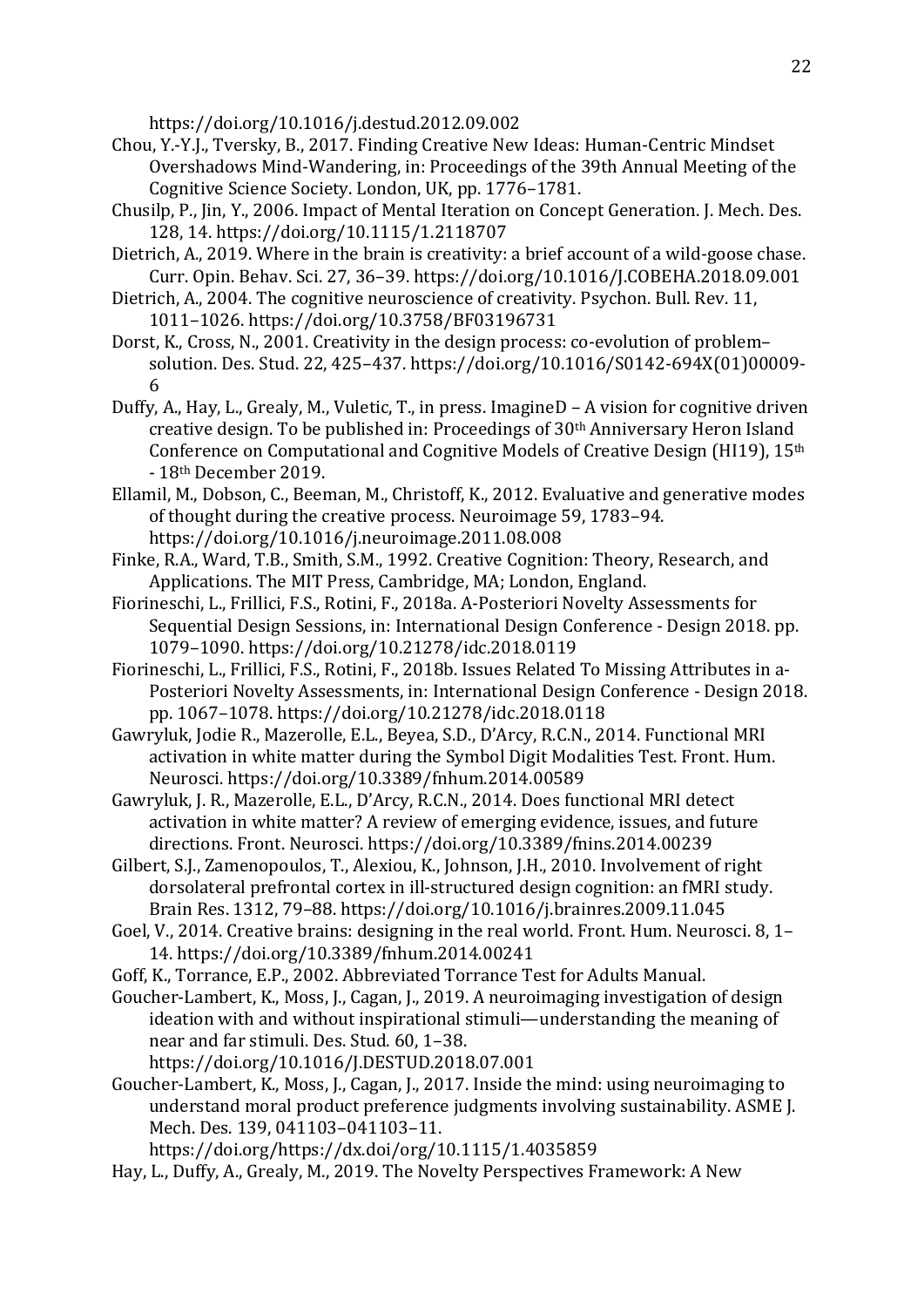https://doi.org/10.1016/j.destud.2012.09.002

Chou, Y.-Y.J., Tversky, B., 2017. Finding Creative New Ideas: Human-Centric Mindset Overshadows Mind-Wandering, in: Proceedings of the 39th Annual Meeting of the Cognitive Science Society. London, UK, pp. 1776–1781.

Chusilp, P., Jin, Y., 2006. Impact of Mental Iteration on Concept Generation. J. Mech. Des. 128, 14. https://doi.org/10.1115/1.2118707

Dietrich, A., 2019. Where in the brain is creativity: a brief account of a wild-goose chase. Curr. Opin. Behav. Sci. 27, 36–39. https://doi.org/10.1016/J.COBEHA.2018.09.001

Dietrich, A., 2004. The cognitive neuroscience of creativity. Psychon. Bull. Rev. 11, 1011–1026. https://doi.org/10.3758/BF03196731

Dorst, K., Cross, N., 2001. Creativity in the design process: co-evolution of problem–solution. Des. Stud. 22, 425–437. https://doi.org/10.1016/S0142-694X(01)00009-6

Duffy, A., Hay, L., Grealy, M., Vuletic, T., in press. ImagineD – A vision for cognitive driven creative design. To be published in: Proceedings of 30th Anniversary Heron Island Conference on Computational and Cognitive Models of Creative Design (HI19), 15th - 18th December 2019.

Ellamil, M., Dobson, C., Beeman, M., Christoff, K., 2012. Evaluative and generative modes of thought during the creative process. Neuroimage 59, 1783–94. https://doi.org/10.1016/j.neuroimage.2011.08.008

Finke, R.A., Ward, T.B., Smith, S.M., 1992. Creative Cognition: Theory, Research, and Applications. The MIT Press, Cambridge, MA; London, England.

Fiorineschi, L., Frillici, F.S., Rotini, F., 2018a. A-Posteriori Novelty Assessments for Sequential Design Sessions, in: International Design Conference - Design 2018. pp. 1079–1090. https://doi.org/10.21278/idc.2018.0119

Fiorineschi, L., Frillici, F.S., Rotini, F., 2018b. Issues Related To Missing Attributes in a-Posteriori Novelty Assessments, in: International Design Conference - Design 2018. pp. 1067–1078. https://doi.org/10.21278/idc.2018.0118

Gawryluk, Jodie R., Mazerolle, E.L., Beyea, S.D., D'Arcy, R.C.N., 2014. Functional MRI activation in white matter during the Symbol Digit Modalities Test. Front. Hum. Neurosci. https://doi.org/10.3389/fnhum.2014.00589

Gawryluk, J. R., Mazerolle, E.L., D'Arcy, R.C.N., 2014. Does functional MRI detect activation in white matter? A review of emerging evidence, issues, and future directions. Front. Neurosci. https://doi.org/10.3389/fnins.2014.00239

Gilbert, S.J., Zamenopoulos, T., Alexiou, K., Johnson, J.H., 2010. Involvement of right dorsolateral prefrontal cortex in ill-structured design cognition: an fMRI study. Brain Res. 1312, 79–88. https://doi.org/10.1016/j.brainres.2009.11.045

Goel, V., 2014. Creative brains: designing in the real world. Front. Hum. Neurosci. 8, 1–14. https://doi.org/10.3389/fnhum.2014.00241

Goff, K., Torrance, E.P., 2002. Abbreviated Torrance Test for Adults Manual.

Goucher-Lambert, K., Moss, J., Cagan, J., 2019. A neuroimaging investigation of design ideation with and without inspirational stimuli—understanding the meaning of near and far stimuli. Des. Stud. 60, 1–38. https://doi.org/10.1016/J.DESTUD.2018.07.001

Goucher-Lambert, K., Moss, J., Cagan, J., 2017. Inside the mind: using neuroimaging to understand moral product preference judgments involving sustainability. ASME J. Mech. Des. 139, 041103–041103–11. https://doi.org/https://dx.doi/org/10.1115/1.4035859

Hay, L., Duffy, A., Grealy, M., 2019. The Novelty Perspectives Framework: A New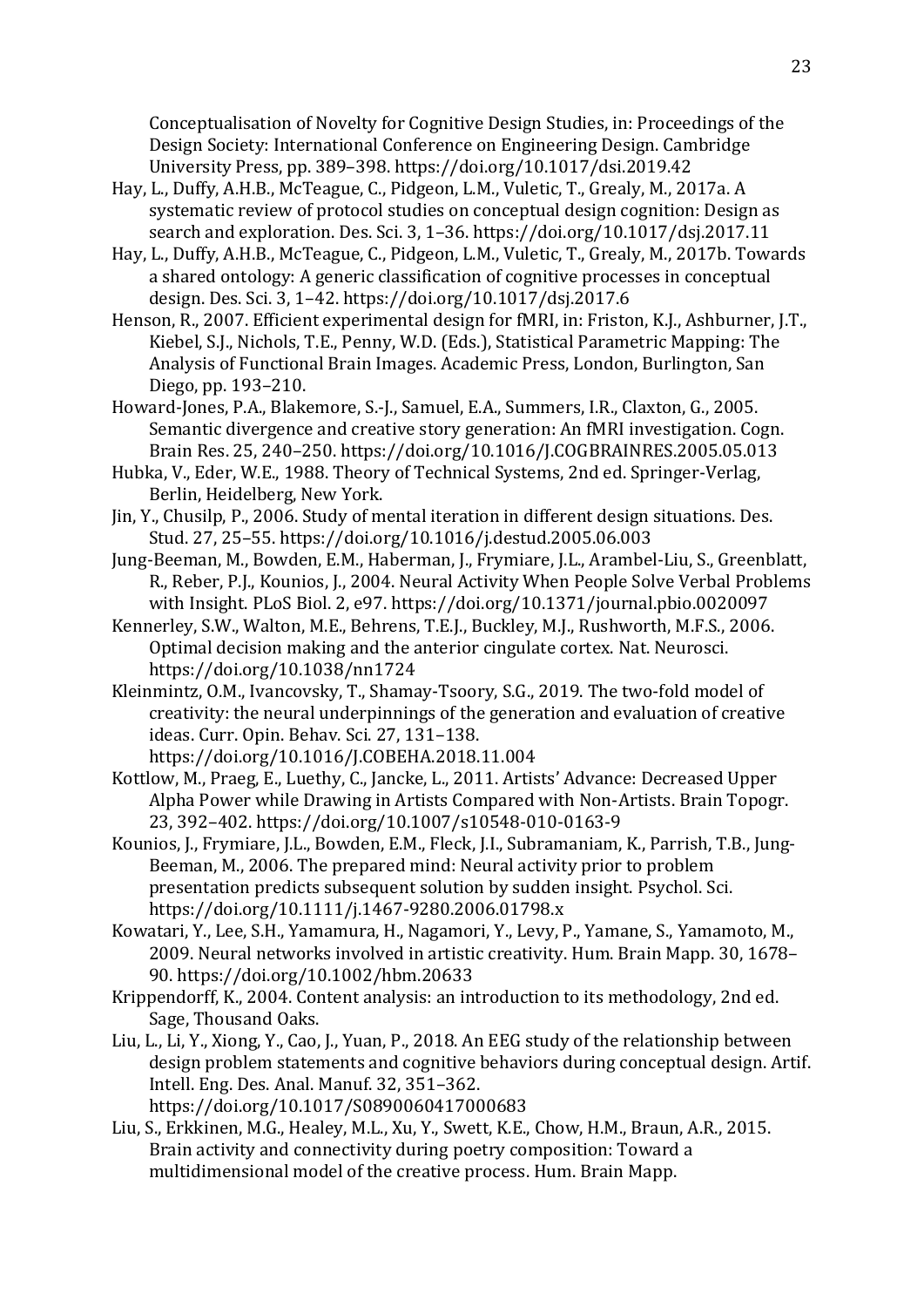Conceptualisation of Novelty for Cognitive Design Studies, in: Proceedings of the Design Society: International Conference on Engineering Design. Cambridge University Press, pp. 389–398. https://doi.org/10.1017/dsi.2019.42

Hay, L., Duffy, A.H.B., McTeague, C., Pidgeon, L.M., Vuletic, T., Grealy, M., 2017a. A systematic review of protocol studies on conceptual design cognition: Design as search and exploration. Des. Sci. 3, 1–36. https://doi.org/10.1017/dsj.2017.11

Hay, L., Duffy, A.H.B., McTeague, C., Pidgeon, L.M., Vuletic, T., Grealy, M., 2017b. Towards a shared ontology: A generic classification of cognitive processes in conceptual design. Des. Sci. 3, 1–42. https://doi.org/10.1017/dsj.2017.6

Henson, R., 2007. Efficient experimental design for fMRI, in: Friston, K.J., Ashburner, J.T., Kiebel, S.J., Nichols, T.E., Penny, W.D. (Eds.), Statistical Parametric Mapping: The Analysis of Functional Brain Images. Academic Press, London, Burlington, San Diego, pp. 193–210.

Howard-Jones, P.A., Blakemore, S.-J., Samuel, E.A., Summers, I.R., Claxton, G., 2005. Semantic divergence and creative story generation: An fMRI investigation. Cogn. Brain Res. 25, 240–250. https://doi.org/10.1016/J.COGBRAINRES.2005.05.013

Hubka, V., Eder, W.E., 1988. Theory of Technical Systems, 2nd ed. Springer-Verlag, Berlin, Heidelberg, New York.

Jin, Y., Chusilp, P., 2006. Study of mental iteration in different design situations. Des. Stud. 27, 25–55. https://doi.org/10.1016/j.destud.2005.06.003

Jung-Beeman, M., Bowden, E.M., Haberman, J., Frymiare, J.L., Arambel-Liu, S., Greenblatt, R., Reber, P.J., Kounios, J., 2004. Neural Activity When People Solve Verbal Problems with Insight. PLoS Biol. 2, e97. https://doi.org/10.1371/journal.pbio.0020097

Kennerley, S.W., Walton, M.E., Behrens, T.E.J., Buckley, M.J., Rushworth, M.F.S., 2006. Optimal decision making and the anterior cingulate cortex. Nat. Neurosci. https://doi.org/10.1038/nn1724

Kleinmintz, O.M., Ivancovsky, T., Shamay-Tsoory, S.G., 2019. The two-fold model of creativity: the neural underpinnings of the generation and evaluation of creative ideas. Curr. Opin. Behav. Sci. 27, 131–138. https://doi.org/10.1016/J.COBEHA.2018.11.004

Kottlow, M., Praeg, E., Luethy, C., Jancke, L., 2011. Artists' Advance: Decreased Upper Alpha Power while Drawing in Artists Compared with Non-Artists. Brain Topogr. 23, 392–402. https://doi.org/10.1007/s10548-010-0163-9

Kounios, J., Frymiare, J.L., Bowden, E.M., Fleck, J.I., Subramaniam, K., Parrish, T.B., Jung-Beeman, M., 2006. The prepared mind: Neural activity prior to problem presentation predicts subsequent solution by sudden insight. Psychol. Sci. https://doi.org/10.1111/j.1467-9280.2006.01798.x

Kowatari, Y., Lee, S.H., Yamamura, H., Nagamori, Y., Levy, P., Yamane, S., Yamamoto, M., 2009. Neural networks involved in artistic creativity. Hum. Brain Mapp. 30, 1678–90. https://doi.org/10.1002/hbm.20633

Krippendorff, K., 2004. Content analysis: an introduction to its methodology, 2nd ed. Sage, Thousand Oaks.

Liu, L., Li, Y., Xiong, Y., Cao, J., Yuan, P., 2018. An EEG study of the relationship between design problem statements and cognitive behaviors during conceptual design. Artif. Intell. Eng. Des. Anal. Manuf. 32, 351–362. https://doi.org/10.1017/S0890060417000683

Liu, S., Erkkinen, M.G., Healey, M.L., Xu, Y., Swett, K.E., Chow, H.M., Braun, A.R., 2015. Brain activity and connectivity during poetry composition: Toward a multidimensional model of the creative process. Hum. Brain Mapp.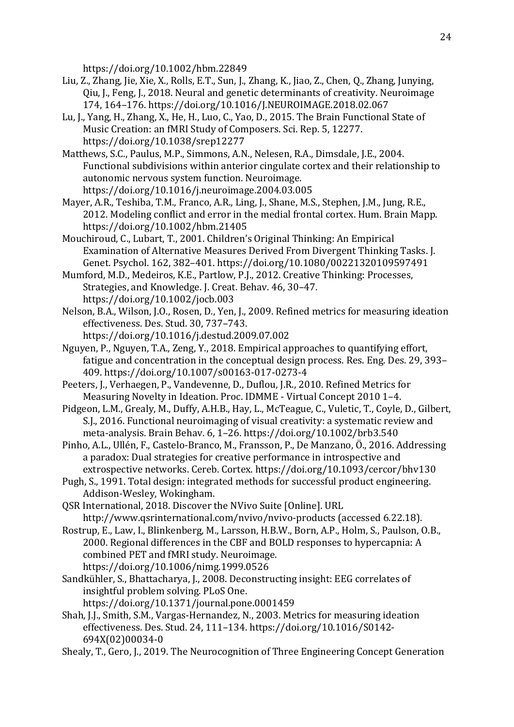https://doi.org/10.1002/hbm.22849

Liu, Z., Zhang, Jie, Xie, X., Rolls, E.T., Sun, J., Zhang, K., Jiao, Z., Chen, Q., Zhang, Junying, Qiu, J., Feng, J., 2018. Neural and genetic determinants of creativity. Neuroimage 174, 164–176. https://doi.org/10.1016/J.NEUROIMAGE.2018.02.067

Lu, J., Yang, H., Zhang, X., He, H., Luo, C., Yao, D., 2015. The Brain Functional State of Music Creation: an fMRI Study of Composers. Sci. Rep. 5, 12277. https://doi.org/10.1038/srep12277

Matthews, S.C., Paulus, M.P., Simmons, A.N., Nelesen, R.A., Dimsdale, J.E., 2004. Functional subdivisions within anterior cingulate cortex and their relationship to autonomic nervous system function. Neuroimage. https://doi.org/10.1016/j.neuroimage.2004.03.005

Mayer, A.R., Teshiba, T.M., Franco, A.R., Ling, J., Shane, M.S., Stephen, J.M., Jung, R.E., 2012. Modeling conflict and error in the medial frontal cortex. Hum. Brain Mapp. https://doi.org/10.1002/hbm.21405

Mouchiroud, C., Lubart, T., 2001. Children's Original Thinking: An Empirical Examination of Alternative Measures Derived From Divergent Thinking Tasks. J. Genet. Psychol. 162, 382–401. https://doi.org/10.1080/00221320109597491

Mumford, M.D., Medeiros, K.E., Partlow, P.J., 2012. Creative Thinking: Processes, Strategies, and Knowledge. J. Creat. Behav. 46, 30–47. https://doi.org/10.1002/jocb.003

Nelson, B.A., Wilson, J.O., Rosen, D., Yen, J., 2009. Refined metrics for measuring ideation effectiveness. Des. Stud. 30, 737–743. https://doi.org/10.1016/j.destud.2009.07.002

Nguyen, P., Nguyen, T.A., Zeng, Y., 2018. Empirical approaches to quantifying effort, fatigue and concentration in the conceptual design process. Res. Eng. Des. 29, 393–409. https://doi.org/10.1007/s00163-017-0273-4

Peeters, J., Verhaegen, P., Vandevenne, D., Duflou, J.R., 2010. Refined Metrics for Measuring Novelty in Ideation. Proc. IDMME - Virtual Concept 2010 1–4.

Pidgeon, L.M., Grealy, M., Duffy, A.H.B., Hay, L., McTeague, C., Vuletic, T., Coyle, D., Gilbert, S.J., 2016. Functional neuroimaging of visual creativity: a systematic review and meta-analysis. Brain Behav. 6, 1–26. https://doi.org/10.1002/brb3.540

Pinho, A.L., Ullén, F., Castelo-Branco, M., Fransson, P., De Manzano, Ö., 2016. Addressing a paradox: Dual strategies for creative performance in introspective and extrospective networks. Cereb. Cortex. https://doi.org/10.1093/cercor/bhv130

Pugh, S., 1991. Total design: integrated methods for successful product engineering. Addison-Wesley, Wokingham.

QSR International, 2018. Discover the NVivo Suite [Online]. URL http://www.qsrinternational.com/nvivo/nvivo-products (accessed 6.22.18).

Rostrup, E., Law, I., Blinkenberg, M., Larsson, H.B.W., Born, A.P., Holm, S., Paulson, O.B., 2000. Regional differences in the CBF and BOLD responses to hypercapnia: A combined PET and fMRI study. Neuroimage. https://doi.org/10.1006/nimg.1999.0526

Sandkühler, S., Bhattacharya, J., 2008. Deconstructing insight: EEG correlates of insightful problem solving. PLoS One. https://doi.org/10.1371/journal.pone.0001459

Shah, J.J., Smith, S.M., Vargas-Hernandez, N., 2003. Metrics for measuring ideation effectiveness. Des. Stud. 24, 111–134. https://doi.org/10.1016/S0142-694X(02)00034-0

Shealy, T., Gero, J., 2019. The Neurocognition of Three Engineering Concept Generation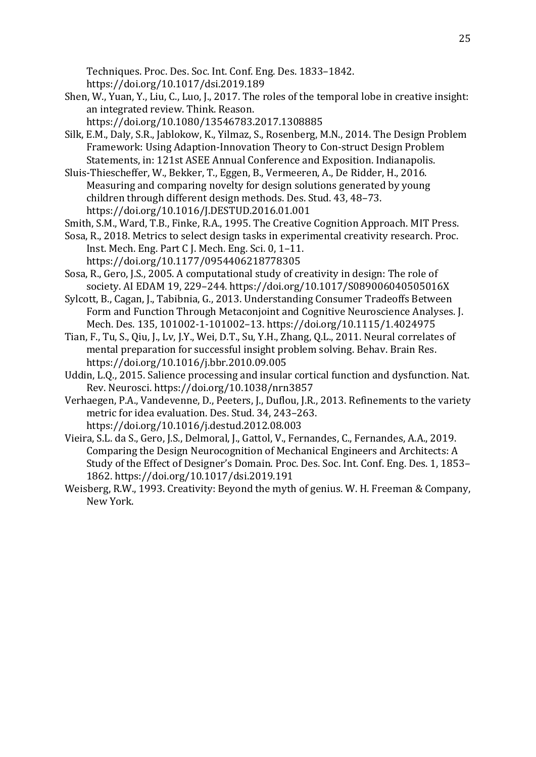Techniques. Proc. Des. Soc. Int. Conf. Eng. Des. 1833–1842. https://doi.org/10.1017/dsi.2019.189

Shen, W., Yuan, Y., Liu, C., Luo, J., 2017. The roles of the temporal lobe in creative insight: an integrated review. Think. Reason. https://doi.org/10.1080/13546783.2017.1308885

Silk, E.M., Daly, S.R., Jablokow, K., Yilmaz, S., Rosenberg, M.N., 2014. The Design Problem Framework: Using Adaption-Innovation Theory to Con-struct Design Problem Statements, in: 121st ASEE Annual Conference and Exposition. Indianapolis.

Sluis-Thiescheffer, W., Bekker, T., Eggen, B., Vermeeren, A., De Ridder, H., 2016. Measuring and comparing novelty for design solutions generated by young children through different design methods. Des. Stud. 43, 48–73. https://doi.org/10.1016/J.DESTUD.2016.01.001

Smith, S.M., Ward, T.B., Finke, R.A., 1995. The Creative Cognition Approach. MIT Press.

Sosa, R., 2018. Metrics to select design tasks in experimental creativity research. Proc. Inst. Mech. Eng. Part C J. Mech. Eng. Sci. 0, 1–11. https://doi.org/10.1177/0954406218778305

Sosa, R., Gero, J.S., 2005. A computational study of creativity in design: The role of society. AI EDAM 19, 229–244. https://doi.org/10.1017/S089006040505016X

Sylcott, B., Cagan, J., Tabibnia, G., 2013. Understanding Consumer Tradeoffs Between Form and Function Through Metaconjoint and Cognitive Neuroscience Analyses. J. Mech. Des. 135, 101002-1-101002–13. https://doi.org/10.1115/1.4024975

Tian, F., Tu, S., Qiu, J., Lv, J.Y., Wei, D.T., Su, Y.H., Zhang, Q.L., 2011. Neural correlates of mental preparation for successful insight problem solving. Behav. Brain Res. https://doi.org/10.1016/j.bbr.2010.09.005

Uddin, L.Q., 2015. Salience processing and insular cortical function and dysfunction. Nat. Rev. Neurosci. https://doi.org/10.1038/nrn3857

Verhaegen, P.A., Vandevenne, D., Peeters, J., Duflou, J.R., 2013. Refinements to the variety metric for idea evaluation. Des. Stud. 34, 243–263. https://doi.org/10.1016/j.destud.2012.08.003

Vieira, S.L. da S., Gero, J.S., Delmoral, J., Gattol, V., Fernandes, C., Fernandes, A.A., 2019. Comparing the Design Neurocognition of Mechanical Engineers and Architects: A Study of the Effect of Designer's Domain. Proc. Des. Soc. Int. Conf. Eng. Des. 1, 1853–1862. https://doi.org/10.1017/dsi.2019.191

Weisberg, R.W., 1993. Creativity: Beyond the myth of genius. W. H. Freeman & Company, New York.